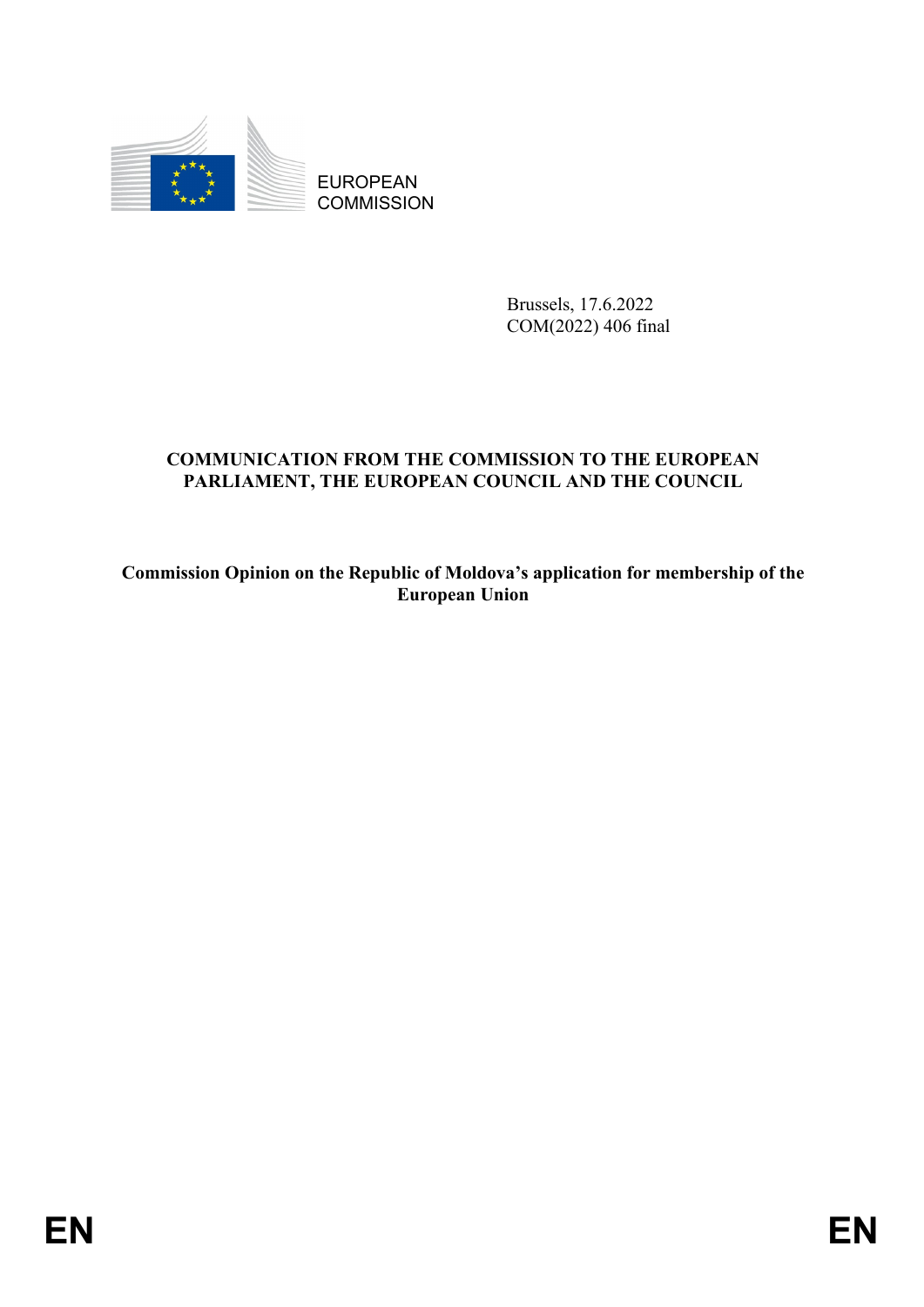EUROPEAN
COMMISSION

Brussels, 17.6.2022
COM(2022) 406 final

**COMMUNICATION FROM THE COMMISSION TO THE EUROPEAN PARLIAMENT, THE EUROPEAN COUNCIL AND THE COUNCIL**

**Commission Opinion on the Republic of Moldova's application for membership of the European Union**

EN EN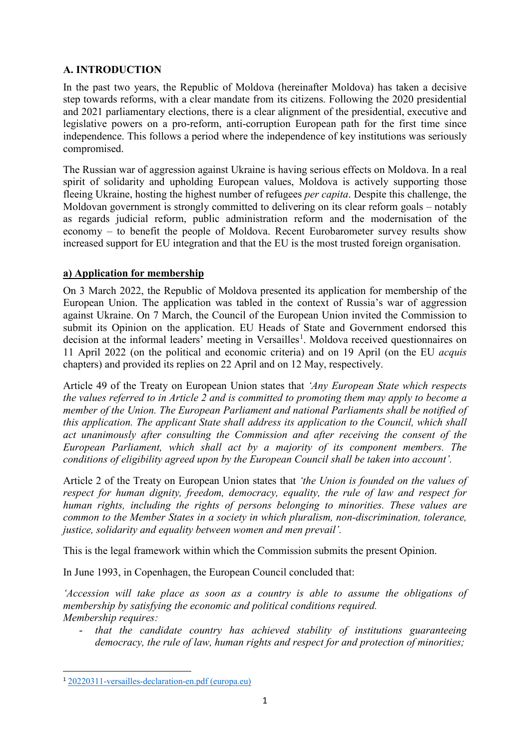## A. INTRODUCTION

In the past two years, the Republic of Moldova (hereinafter Moldova) has taken a decisive step towards reforms, with a clear mandate from its citizens. Following the 2020 presidential and 2021 parliamentary elections, there is a clear alignment of the presidential, executive and legislative powers on a pro-reform, anti-corruption European path for the first time since independence. This follows a period where the independence of key institutions was seriously compromised.

The Russian war of aggression against Ukraine is having serious effects on Moldova. In a real spirit of solidarity and upholding European values, Moldova is actively supporting those fleeing Ukraine, hosting the highest number of refugees *per capita*. Despite this challenge, the Moldovan government is strongly committed to delivering on its clear reform goals – notably as regards judicial reform, public administration reform and the modernisation of the economy – to benefit the people of Moldova. Recent Eurobarometer survey results show increased support for EU integration and that the EU is the most trusted foreign organisation.

### a) Application for membership

On 3 March 2022, the Republic of Moldova presented its application for membership of the European Union. The application was tabled in the context of Russia's war of aggression against Ukraine. On 7 March, the Council of the European Union invited the Commission to submit its Opinion on the application. EU Heads of State and Government endorsed this decision at the informal leaders' meeting in Versailles[1]. Moldova received questionnaires on 11 April 2022 (on the political and economic criteria) and on 19 April (on the EU *acquis* chapters) and provided its replies on 22 April and on 12 May, respectively.

Article 49 of the Treaty on European Union states that *'Any European State which respects the values referred to in Article 2 and is committed to promoting them may apply to become a member of the Union. The European Parliament and national Parliaments shall be notified of this application. The applicant State shall address its application to the Council, which shall act unanimously after consulting the Commission and after receiving the consent of the European Parliament, which shall act by a majority of its component members. The conditions of eligibility agreed upon by the European Council shall be taken into account'.*

Article 2 of the Treaty on European Union states that *'the Union is founded on the values of respect for human dignity, freedom, democracy, equality, the rule of law and respect for human rights, including the rights of persons belonging to minorities. These values are common to the Member States in a society in which pluralism, non-discrimination, tolerance, justice, solidarity and equality between women and men prevail'.*

This is the legal framework within which the Commission submits the present Opinion.

In June 1993, in Copenhagen, the European Council concluded that:

*'Accession will take place as soon as a country is able to assume the obligations of membership by satisfying the economic and political conditions required.*
*Membership requires:*

- *that the candidate country has achieved stability of institutions guaranteeing democracy, the rule of law, human rights and respect for and protection of minorities;*

---

[1] 20220311-versailles-declaration-en.pdf (europa.eu)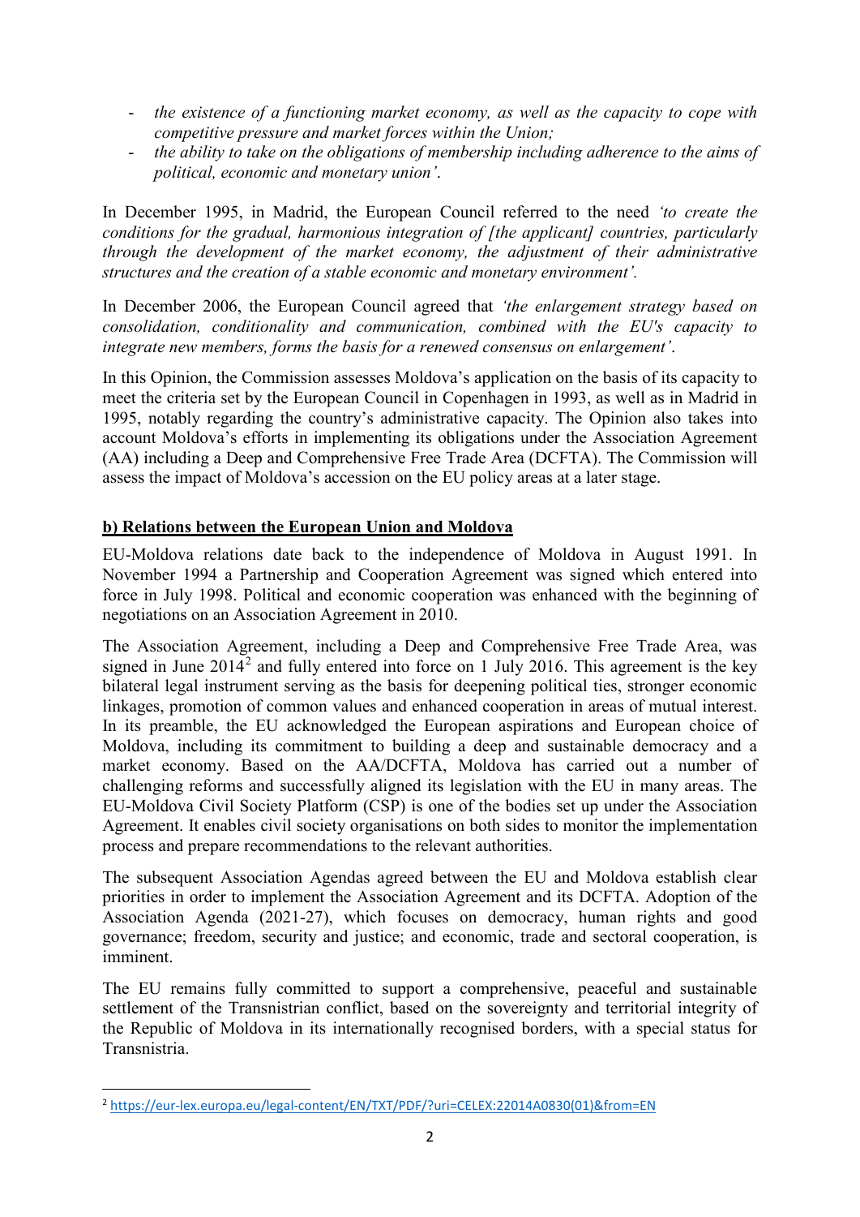- *the existence of a functioning market economy, as well as the capacity to cope with competitive pressure and market forces within the Union;*
- *the ability to take on the obligations of membership including adherence to the aims of political, economic and monetary union'*.

In December 1995, in Madrid, the European Council referred to the need *'to create the conditions for the gradual, harmonious integration of [the applicant] countries, particularly through the development of the market economy, the adjustment of their administrative structures and the creation of a stable economic and monetary environment'.*

In December 2006, the European Council agreed that *'the enlargement strategy based on consolidation, conditionality and communication, combined with the EU's capacity to integrate new members, forms the basis for a renewed consensus on enlargement'*.

In this Opinion, the Commission assesses Moldova's application on the basis of its capacity to meet the criteria set by the European Council in Copenhagen in 1993, as well as in Madrid in 1995, notably regarding the country's administrative capacity. The Opinion also takes into account Moldova's efforts in implementing its obligations under the Association Agreement (AA) including a Deep and Comprehensive Free Trade Area (DCFTA). The Commission will assess the impact of Moldova's accession on the EU policy areas at a later stage.

## b) Relations between the European Union and Moldova

EU-Moldova relations date back to the independence of Moldova in August 1991. In November 1994 a Partnership and Cooperation Agreement was signed which entered into force in July 1998. Political and economic cooperation was enhanced with the beginning of negotiations on an Association Agreement in 2010.

The Association Agreement, including a Deep and Comprehensive Free Trade Area, was signed in June 2014[2] and fully entered into force on 1 July 2016. This agreement is the key bilateral legal instrument serving as the basis for deepening political ties, stronger economic linkages, promotion of common values and enhanced cooperation in areas of mutual interest. In its preamble, the EU acknowledged the European aspirations and European choice of Moldova, including its commitment to building a deep and sustainable democracy and a market economy. Based on the AA/DCFTA, Moldova has carried out a number of challenging reforms and successfully aligned its legislation with the EU in many areas. The EU-Moldova Civil Society Platform (CSP) is one of the bodies set up under the Association Agreement. It enables civil society organisations on both sides to monitor the implementation process and prepare recommendations to the relevant authorities.

The subsequent Association Agendas agreed between the EU and Moldova establish clear priorities in order to implement the Association Agreement and its DCFTA. Adoption of the Association Agenda (2021-27), which focuses on democracy, human rights and good governance; freedom, security and justice; and economic, trade and sectoral cooperation, is imminent.

The EU remains fully committed to support a comprehensive, peaceful and sustainable settlement of the Transnistrian conflict, based on the sovereignty and territorial integrity of the Republic of Moldova in its internationally recognised borders, with a special status for Transnistria.

[2] https://eur-lex.europa.eu/legal-content/EN/TXT/PDF/?uri=CELEX:22014A0830(01)&from=EN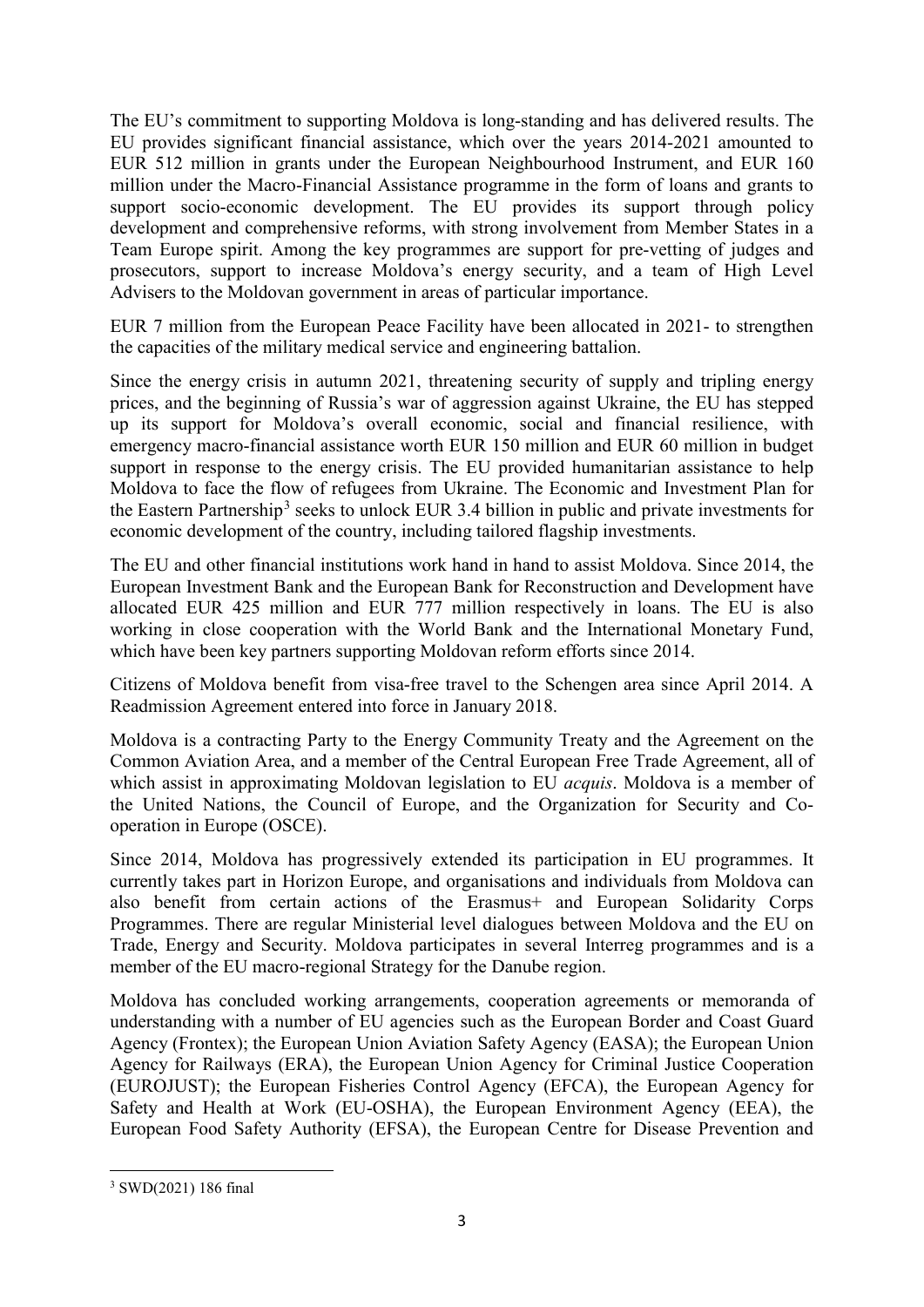The EU's commitment to supporting Moldova is long-standing and has delivered results. The EU provides significant financial assistance, which over the years 2014-2021 amounted to EUR 512 million in grants under the European Neighbourhood Instrument, and EUR 160 million under the Macro-Financial Assistance programme in the form of loans and grants to support socio-economic development. The EU provides its support through policy development and comprehensive reforms, with strong involvement from Member States in a Team Europe spirit. Among the key programmes are support for pre-vetting of judges and prosecutors, support to increase Moldova's energy security, and a team of High Level Advisers to the Moldovan government in areas of particular importance.

EUR 7 million from the European Peace Facility have been allocated in 2021- to strengthen the capacities of the military medical service and engineering battalion.

Since the energy crisis in autumn 2021, threatening security of supply and tripling energy prices, and the beginning of Russia's war of aggression against Ukraine, the EU has stepped up its support for Moldova's overall economic, social and financial resilience, with emergency macro-financial assistance worth EUR 150 million and EUR 60 million in budget support in response to the energy crisis. The EU provided humanitarian assistance to help Moldova to face the flow of refugees from Ukraine. The Economic and Investment Plan for the Eastern Partnership[3] seeks to unlock EUR 3.4 billion in public and private investments for economic development of the country, including tailored flagship investments.

The EU and other financial institutions work hand in hand to assist Moldova. Since 2014, the European Investment Bank and the European Bank for Reconstruction and Development have allocated EUR 425 million and EUR 777 million respectively in loans. The EU is also working in close cooperation with the World Bank and the International Monetary Fund, which have been key partners supporting Moldovan reform efforts since 2014.

Citizens of Moldova benefit from visa-free travel to the Schengen area since April 2014. A Readmission Agreement entered into force in January 2018.

Moldova is a contracting Party to the Energy Community Treaty and the Agreement on the Common Aviation Area, and a member of the Central European Free Trade Agreement, all of which assist in approximating Moldovan legislation to EU *acquis*. Moldova is a member of the United Nations, the Council of Europe, and the Organization for Security and Co-operation in Europe (OSCE).

Since 2014, Moldova has progressively extended its participation in EU programmes. It currently takes part in Horizon Europe, and organisations and individuals from Moldova can also benefit from certain actions of the Erasmus+ and European Solidarity Corps Programmes. There are regular Ministerial level dialogues between Moldova and the EU on Trade, Energy and Security. Moldova participates in several Interreg programmes and is a member of the EU macro-regional Strategy for the Danube region.

Moldova has concluded working arrangements, cooperation agreements or memoranda of understanding with a number of EU agencies such as the European Border and Coast Guard Agency (Frontex); the European Union Aviation Safety Agency (EASA); the European Union Agency for Railways (ERA), the European Union Agency for Criminal Justice Cooperation (EUROJUST); the European Fisheries Control Agency (EFCA), the European Agency for Safety and Health at Work (EU-OSHA), the European Environment Agency (EEA), the European Food Safety Authority (EFSA), the European Centre for Disease Prevention and

[3] SWD(2021) 186 final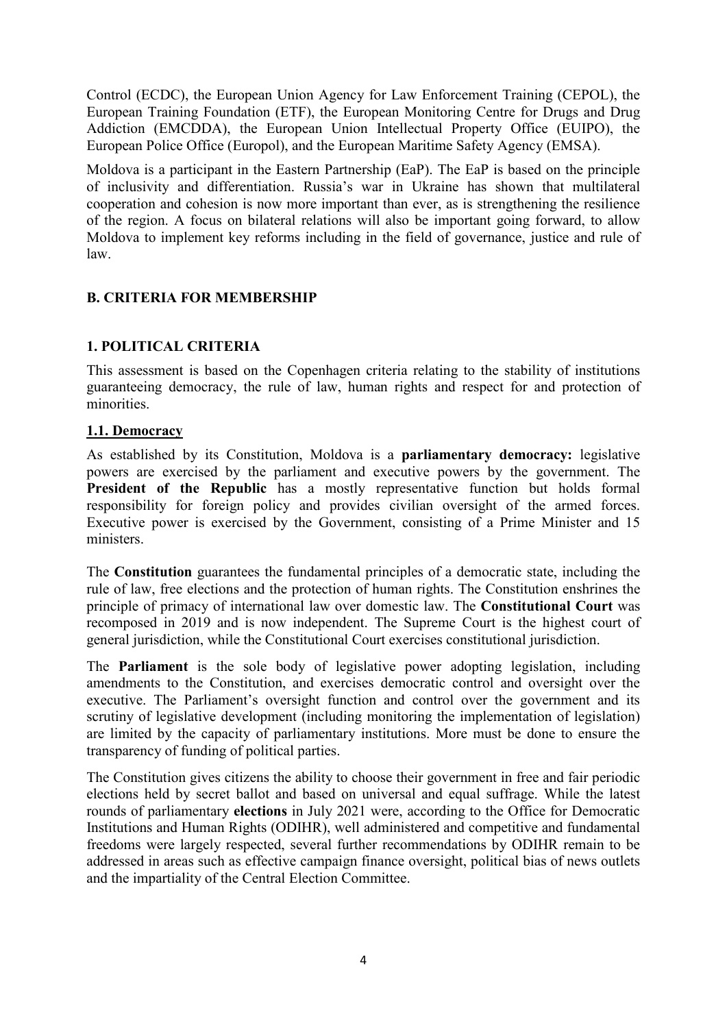Control (ECDC), the European Union Agency for Law Enforcement Training (CEPOL), the European Training Foundation (ETF), the European Monitoring Centre for Drugs and Drug Addiction (EMCDDA), the European Union Intellectual Property Office (EUIPO), the European Police Office (Europol), and the European Maritime Safety Agency (EMSA).

Moldova is a participant in the Eastern Partnership (EaP). The EaP is based on the principle of inclusivity and differentiation. Russia's war in Ukraine has shown that multilateral cooperation and cohesion is now more important than ever, as is strengthening the resilience of the region. A focus on bilateral relations will also be important going forward, to allow Moldova to implement key reforms including in the field of governance, justice and rule of law.

## B. CRITERIA FOR MEMBERSHIP

### 1. POLITICAL CRITERIA

This assessment is based on the Copenhagen criteria relating to the stability of institutions guaranteeing democracy, the rule of law, human rights and respect for and protection of minorities.

#### 1.1. Democracy

As established by its Constitution, Moldova is a **parliamentary democracy:** legislative powers are exercised by the parliament and executive powers by the government. The **President of the Republic** has a mostly representative function but holds formal responsibility for foreign policy and provides civilian oversight of the armed forces. Executive power is exercised by the Government, consisting of a Prime Minister and 15 ministers.

The **Constitution** guarantees the fundamental principles of a democratic state, including the rule of law, free elections and the protection of human rights. The Constitution enshrines the principle of primacy of international law over domestic law. The **Constitutional Court** was recomposed in 2019 and is now independent. The Supreme Court is the highest court of general jurisdiction, while the Constitutional Court exercises constitutional jurisdiction.

The **Parliament** is the sole body of legislative power adopting legislation, including amendments to the Constitution, and exercises democratic control and oversight over the executive. The Parliament's oversight function and control over the government and its scrutiny of legislative development (including monitoring the implementation of legislation) are limited by the capacity of parliamentary institutions. More must be done to ensure the transparency of funding of political parties.

The Constitution gives citizens the ability to choose their government in free and fair periodic elections held by secret ballot and based on universal and equal suffrage. While the latest rounds of parliamentary **elections** in July 2021 were, according to the Office for Democratic Institutions and Human Rights (ODIHR), well administered and competitive and fundamental freedoms were largely respected, several further recommendations by ODIHR remain to be addressed in areas such as effective campaign finance oversight, political bias of news outlets and the impartiality of the Central Election Committee.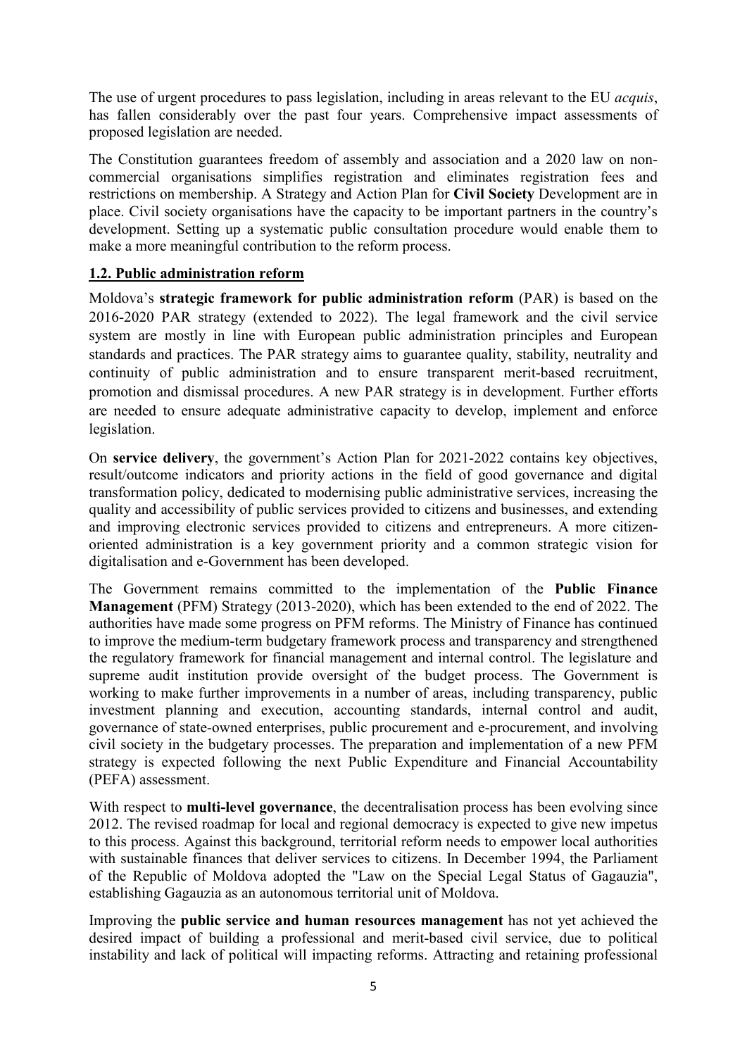The use of urgent procedures to pass legislation, including in areas relevant to the EU *acquis*, has fallen considerably over the past four years. Comprehensive impact assessments of proposed legislation are needed.

The Constitution guarantees freedom of assembly and association and a 2020 law on non-commercial organisations simplifies registration and eliminates registration fees and restrictions on membership. A Strategy and Action Plan for **Civil Society** Development are in place. Civil society organisations have the capacity to be important partners in the country's development. Setting up a systematic public consultation procedure would enable them to make a more meaningful contribution to the reform process.

### 1.2. Public administration reform

Moldova's **strategic framework for public administration reform** (PAR) is based on the 2016-2020 PAR strategy (extended to 2022). The legal framework and the civil service system are mostly in line with European public administration principles and European standards and practices. The PAR strategy aims to guarantee quality, stability, neutrality and continuity of public administration and to ensure transparent merit-based recruitment, promotion and dismissal procedures. A new PAR strategy is in development. Further efforts are needed to ensure adequate administrative capacity to develop, implement and enforce legislation.

On **service delivery**, the government's Action Plan for 2021-2022 contains key objectives, result/outcome indicators and priority actions in the field of good governance and digital transformation policy, dedicated to modernising public administrative services, increasing the quality and accessibility of public services provided to citizens and businesses, and extending and improving electronic services provided to citizens and entrepreneurs. A more citizen-oriented administration is a key government priority and a common strategic vision for digitalisation and e-Government has been developed.

The Government remains committed to the implementation of the **Public Finance Management** (PFM) Strategy (2013-2020), which has been extended to the end of 2022. The authorities have made some progress on PFM reforms. The Ministry of Finance has continued to improve the medium-term budgetary framework process and transparency and strengthened the regulatory framework for financial management and internal control. The legislature and supreme audit institution provide oversight of the budget process. The Government is working to make further improvements in a number of areas, including transparency, public investment planning and execution, accounting standards, internal control and audit, governance of state-owned enterprises, public procurement and e-procurement, and involving civil society in the budgetary processes. The preparation and implementation of a new PFM strategy is expected following the next Public Expenditure and Financial Accountability (PEFA) assessment.

With respect to **multi-level governance**, the decentralisation process has been evolving since 2012. The revised roadmap for local and regional democracy is expected to give new impetus to this process. Against this background, territorial reform needs to empower local authorities with sustainable finances that deliver services to citizens. In December 1994, the Parliament of the Republic of Moldova adopted the "Law on the Special Legal Status of Gagauzia", establishing Gagauzia as an autonomous territorial unit of Moldova.

Improving the **public service and human resources management** has not yet achieved the desired impact of building a professional and merit-based civil service, due to political instability and lack of political will impacting reforms. Attracting and retaining professional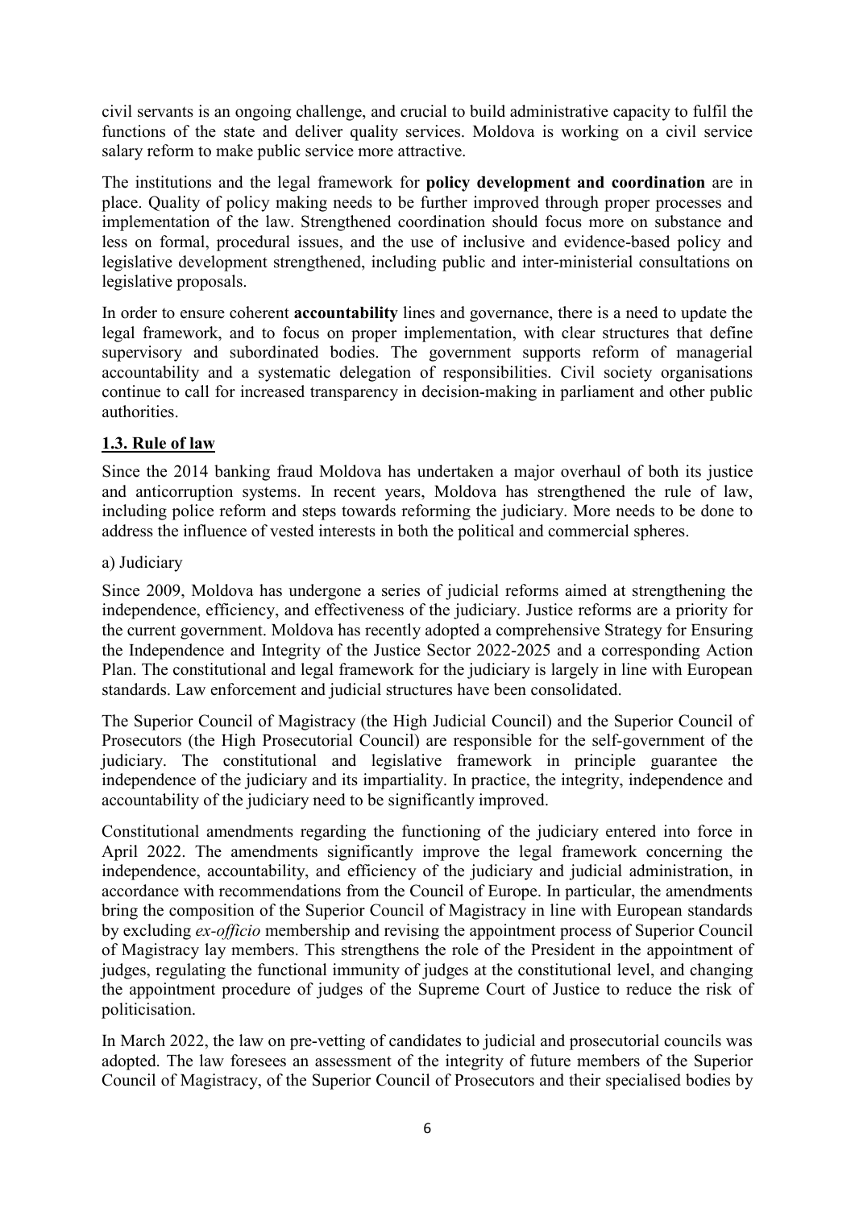civil servants is an ongoing challenge, and crucial to build administrative capacity to fulfil the functions of the state and deliver quality services. Moldova is working on a civil service salary reform to make public service more attractive.

The institutions and the legal framework for **policy development and coordination** are in place. Quality of policy making needs to be further improved through proper processes and implementation of the law. Strengthened coordination should focus more on substance and less on formal, procedural issues, and the use of inclusive and evidence-based policy and legislative development strengthened, including public and inter-ministerial consultations on legislative proposals.

In order to ensure coherent **accountability** lines and governance, there is a need to update the legal framework, and to focus on proper implementation, with clear structures that define supervisory and subordinated bodies. The government supports reform of managerial accountability and a systematic delegation of responsibilities. Civil society organisations continue to call for increased transparency in decision-making in parliament and other public authorities.

### 1.3. Rule of law

Since the 2014 banking fraud Moldova has undertaken a major overhaul of both its justice and anticorruption systems. In recent years, Moldova has strengthened the rule of law, including police reform and steps towards reforming the judiciary. More needs to be done to address the influence of vested interests in both the political and commercial spheres.

a) Judiciary

Since 2009, Moldova has undergone a series of judicial reforms aimed at strengthening the independence, efficiency, and effectiveness of the judiciary. Justice reforms are a priority for the current government. Moldova has recently adopted a comprehensive Strategy for Ensuring the Independence and Integrity of the Justice Sector 2022-2025 and a corresponding Action Plan. The constitutional and legal framework for the judiciary is largely in line with European standards. Law enforcement and judicial structures have been consolidated.

The Superior Council of Magistracy (the High Judicial Council) and the Superior Council of Prosecutors (the High Prosecutorial Council) are responsible for the self-government of the judiciary. The constitutional and legislative framework in principle guarantee the independence of the judiciary and its impartiality. In practice, the integrity, independence and accountability of the judiciary need to be significantly improved.

Constitutional amendments regarding the functioning of the judiciary entered into force in April 2022. The amendments significantly improve the legal framework concerning the independence, accountability, and efficiency of the judiciary and judicial administration, in accordance with recommendations from the Council of Europe. In particular, the amendments bring the composition of the Superior Council of Magistracy in line with European standards by excluding *ex-officio* membership and revising the appointment process of Superior Council of Magistracy lay members. This strengthens the role of the President in the appointment of judges, regulating the functional immunity of judges at the constitutional level, and changing the appointment procedure of judges of the Supreme Court of Justice to reduce the risk of politicisation.

In March 2022, the law on pre-vetting of candidates to judicial and prosecutorial councils was adopted. The law foresees an assessment of the integrity of future members of the Superior Council of Magistracy, of the Superior Council of Prosecutors and their specialised bodies by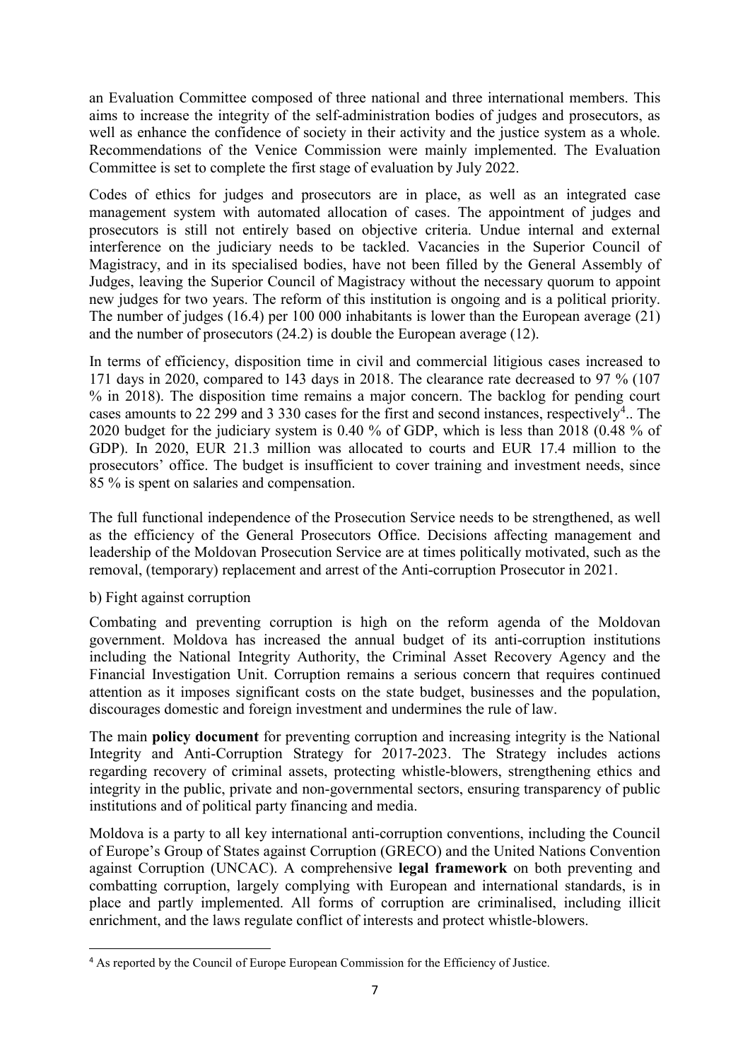an Evaluation Committee composed of three national and three international members. This aims to increase the integrity of the self-administration bodies of judges and prosecutors, as well as enhance the confidence of society in their activity and the justice system as a whole. Recommendations of the Venice Commission were mainly implemented. The Evaluation Committee is set to complete the first stage of evaluation by July 2022.

Codes of ethics for judges and prosecutors are in place, as well as an integrated case management system with automated allocation of cases. The appointment of judges and prosecutors is still not entirely based on objective criteria. Undue internal and external interference on the judiciary needs to be tackled. Vacancies in the Superior Council of Magistracy, and in its specialised bodies, have not been filled by the General Assembly of Judges, leaving the Superior Council of Magistracy without the necessary quorum to appoint new judges for two years. The reform of this institution is ongoing and is a political priority. The number of judges (16.4) per 100 000 inhabitants is lower than the European average (21) and the number of prosecutors (24.2) is double the European average (12).

In terms of efficiency, disposition time in civil and commercial litigious cases increased to 171 days in 2020, compared to 143 days in 2018. The clearance rate decreased to 97 % (107 % in 2018). The disposition time remains a major concern. The backlog for pending court cases amounts to 22 299 and 3 330 cases for the first and second instances, respectively[4].. The 2020 budget for the judiciary system is 0.40 % of GDP, which is less than 2018 (0.48 % of GDP). In 2020, EUR 21.3 million was allocated to courts and EUR 17.4 million to the prosecutors' office. The budget is insufficient to cover training and investment needs, since 85 % is spent on salaries and compensation.

The full functional independence of the Prosecution Service needs to be strengthened, as well as the efficiency of the General Prosecutors Office. Decisions affecting management and leadership of the Moldovan Prosecution Service are at times politically motivated, such as the removal, (temporary) replacement and arrest of the Anti-corruption Prosecutor in 2021.

b) Fight against corruption

Combating and preventing corruption is high on the reform agenda of the Moldovan government. Moldova has increased the annual budget of its anti-corruption institutions including the National Integrity Authority, the Criminal Asset Recovery Agency and the Financial Investigation Unit. Corruption remains a serious concern that requires continued attention as it imposes significant costs on the state budget, businesses and the population, discourages domestic and foreign investment and undermines the rule of law.

The main **policy document** for preventing corruption and increasing integrity is the National Integrity and Anti-Corruption Strategy for 2017-2023. The Strategy includes actions regarding recovery of criminal assets, protecting whistle-blowers, strengthening ethics and integrity in the public, private and non-governmental sectors, ensuring transparency of public institutions and of political party financing and media.

Moldova is a party to all key international anti-corruption conventions, including the Council of Europe's Group of States against Corruption (GRECO) and the United Nations Convention against Corruption (UNCAC). A comprehensive **legal framework** on both preventing and combatting corruption, largely complying with European and international standards, is in place and partly implemented. All forms of corruption are criminalised, including illicit enrichment, and the laws regulate conflict of interests and protect whistle-blowers.

[4] As reported by the Council of Europe European Commission for the Efficiency of Justice.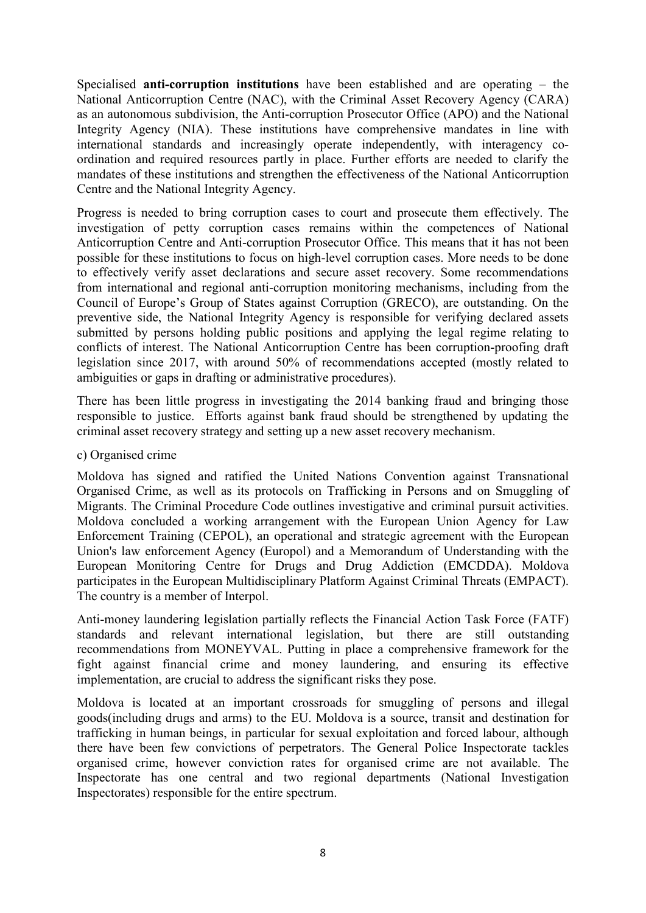Specialised **anti-corruption institutions** have been established and are operating – the National Anticorruption Centre (NAC), with the Criminal Asset Recovery Agency (CARA) as an autonomous subdivision, the Anti-corruption Prosecutor Office (APO) and the National Integrity Agency (NIA). These institutions have comprehensive mandates in line with international standards and increasingly operate independently, with interagency co-ordination and required resources partly in place. Further efforts are needed to clarify the mandates of these institutions and strengthen the effectiveness of the National Anticorruption Centre and the National Integrity Agency.

Progress is needed to bring corruption cases to court and prosecute them effectively. The investigation of petty corruption cases remains within the competences of National Anticorruption Centre and Anti-corruption Prosecutor Office. This means that it has not been possible for these institutions to focus on high-level corruption cases. More needs to be done to effectively verify asset declarations and secure asset recovery. Some recommendations from international and regional anti-corruption monitoring mechanisms, including from the Council of Europe's Group of States against Corruption (GRECO), are outstanding. On the preventive side, the National Integrity Agency is responsible for verifying declared assets submitted by persons holding public positions and applying the legal regime relating to conflicts of interest. The National Anticorruption Centre has been corruption-proofing draft legislation since 2017, with around 50% of recommendations accepted (mostly related to ambiguities or gaps in drafting or administrative procedures).

There has been little progress in investigating the 2014 banking fraud and bringing those responsible to justice. Efforts against bank fraud should be strengthened by updating the criminal asset recovery strategy and setting up a new asset recovery mechanism.

c) Organised crime

Moldova has signed and ratified the United Nations Convention against Transnational Organised Crime, as well as its protocols on Trafficking in Persons and on Smuggling of Migrants. The Criminal Procedure Code outlines investigative and criminal pursuit activities. Moldova concluded a working arrangement with the European Union Agency for Law Enforcement Training (CEPOL), an operational and strategic agreement with the European Union's law enforcement Agency (Europol) and a Memorandum of Understanding with the European Monitoring Centre for Drugs and Drug Addiction (EMCDDA). Moldova participates in the European Multidisciplinary Platform Against Criminal Threats (EMPACT). The country is a member of Interpol.

Anti-money laundering legislation partially reflects the Financial Action Task Force (FATF) standards and relevant international legislation, but there are still outstanding recommendations from MONEYVAL. Putting in place a comprehensive framework for the fight against financial crime and money laundering, and ensuring its effective implementation, are crucial to address the significant risks they pose.

Moldova is located at an important crossroads for smuggling of persons and illegal goods(including drugs and arms) to the EU. Moldova is a source, transit and destination for trafficking in human beings, in particular for sexual exploitation and forced labour, although there have been few convictions of perpetrators. The General Police Inspectorate tackles organised crime, however conviction rates for organised crime are not available. The Inspectorate has one central and two regional departments (National Investigation Inspectorates) responsible for the entire spectrum.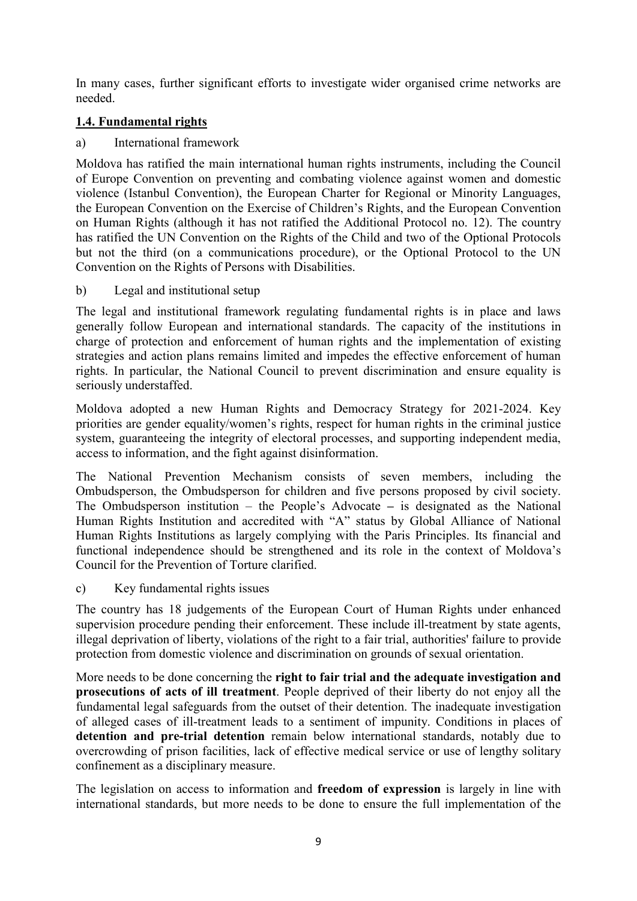In many cases, further significant efforts to investigate wider organised crime networks are needed.

## 1.4. Fundamental rights

a) International framework

Moldova has ratified the main international human rights instruments, including the Council of Europe Convention on preventing and combating violence against women and domestic violence (Istanbul Convention), the European Charter for Regional or Minority Languages, the European Convention on the Exercise of Children's Rights, and the European Convention on Human Rights (although it has not ratified the Additional Protocol no. 12). The country has ratified the UN Convention on the Rights of the Child and two of the Optional Protocols but not the third (on a communications procedure), or the Optional Protocol to the UN Convention on the Rights of Persons with Disabilities.

b) Legal and institutional setup

The legal and institutional framework regulating fundamental rights is in place and laws generally follow European and international standards. The capacity of the institutions in charge of protection and enforcement of human rights and the implementation of existing strategies and action plans remains limited and impedes the effective enforcement of human rights. In particular, the National Council to prevent discrimination and ensure equality is seriously understaffed.

Moldova adopted a new Human Rights and Democracy Strategy for 2021-2024. Key priorities are gender equality/women's rights, respect for human rights in the criminal justice system, guaranteeing the integrity of electoral processes, and supporting independent media, access to information, and the fight against disinformation.

The National Prevention Mechanism consists of seven members, including the Ombudsperson, the Ombudsperson for children and five persons proposed by civil society. The Ombudsperson institution – the People's Advocate – is designated as the National Human Rights Institution and accredited with "A" status by Global Alliance of National Human Rights Institutions as largely complying with the Paris Principles. Its financial and functional independence should be strengthened and its role in the context of Moldova's Council for the Prevention of Torture clarified.

c) Key fundamental rights issues

The country has 18 judgements of the European Court of Human Rights under enhanced supervision procedure pending their enforcement. These include ill-treatment by state agents, illegal deprivation of liberty, violations of the right to a fair trial, authorities' failure to provide protection from domestic violence and discrimination on grounds of sexual orientation.

More needs to be done concerning the **right to fair trial and the adequate investigation and prosecutions of acts of ill treatment**. People deprived of their liberty do not enjoy all the fundamental legal safeguards from the outset of their detention. The inadequate investigation of alleged cases of ill-treatment leads to a sentiment of impunity. Conditions in places of **detention and pre-trial detention** remain below international standards, notably due to overcrowding of prison facilities, lack of effective medical service or use of lengthy solitary confinement as a disciplinary measure.

The legislation on access to information and **freedom of expression** is largely in line with international standards, but more needs to be done to ensure the full implementation of the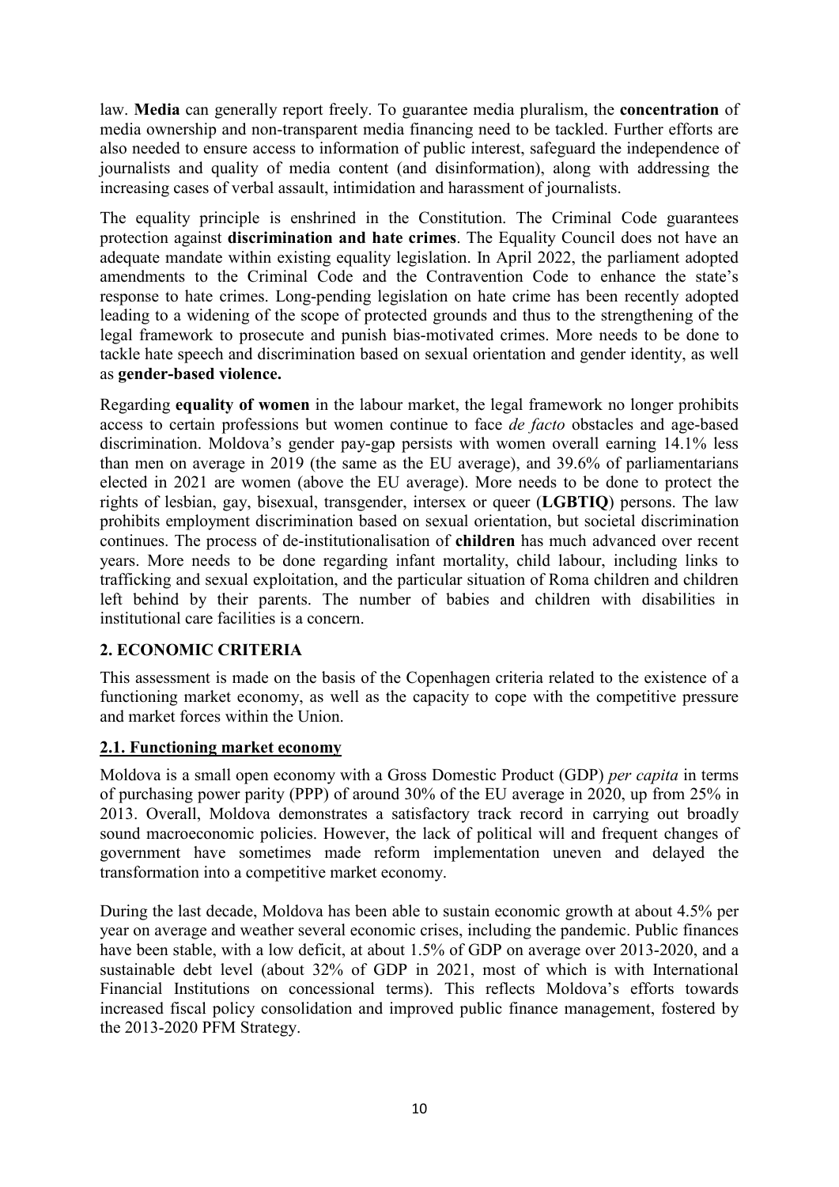law. **Media** can generally report freely. To guarantee media pluralism, the **concentration** of media ownership and non-transparent media financing need to be tackled. Further efforts are also needed to ensure access to information of public interest, safeguard the independence of journalists and quality of media content (and disinformation), along with addressing the increasing cases of verbal assault, intimidation and harassment of journalists.

The equality principle is enshrined in the Constitution. The Criminal Code guarantees protection against **discrimination and hate crimes**. The Equality Council does not have an adequate mandate within existing equality legislation. In April 2022, the parliament adopted amendments to the Criminal Code and the Contravention Code to enhance the state's response to hate crimes. Long-pending legislation on hate crime has been recently adopted leading to a widening of the scope of protected grounds and thus to the strengthening of the legal framework to prosecute and punish bias-motivated crimes. More needs to be done to tackle hate speech and discrimination based on sexual orientation and gender identity, as well as **gender-based violence.**

Regarding **equality of women** in the labour market, the legal framework no longer prohibits access to certain professions but women continue to face *de facto* obstacles and age-based discrimination. Moldova's gender pay-gap persists with women overall earning 14.1% less than men on average in 2019 (the same as the EU average), and 39.6% of parliamentarians elected in 2021 are women (above the EU average). More needs to be done to protect the rights of lesbian, gay, bisexual, transgender, intersex or queer (**LGBTIQ**) persons. The law prohibits employment discrimination based on sexual orientation, but societal discrimination continues. The process of de-institutionalisation of **children** has much advanced over recent years. More needs to be done regarding infant mortality, child labour, including links to trafficking and sexual exploitation, and the particular situation of Roma children and children left behind by their parents. The number of babies and children with disabilities in institutional care facilities is a concern.

## 2. ECONOMIC CRITERIA

This assessment is made on the basis of the Copenhagen criteria related to the existence of a functioning market economy, as well as the capacity to cope with the competitive pressure and market forces within the Union.

### 2.1. Functioning market economy

Moldova is a small open economy with a Gross Domestic Product (GDP) *per capita* in terms of purchasing power parity (PPP) of around 30% of the EU average in 2020, up from 25% in 2013. Overall, Moldova demonstrates a satisfactory track record in carrying out broadly sound macroeconomic policies. However, the lack of political will and frequent changes of government have sometimes made reform implementation uneven and delayed the transformation into a competitive market economy.

During the last decade, Moldova has been able to sustain economic growth at about 4.5% per year on average and weather several economic crises, including the pandemic. Public finances have been stable, with a low deficit, at about 1.5% of GDP on average over 2013-2020, and a sustainable debt level (about 32% of GDP in 2021, most of which is with International Financial Institutions on concessional terms). This reflects Moldova's efforts towards increased fiscal policy consolidation and improved public finance management, fostered by the 2013-2020 PFM Strategy.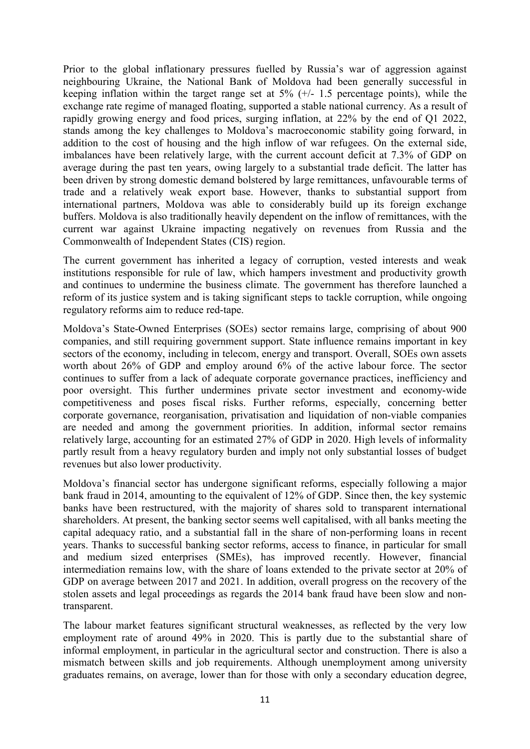Prior to the global inflationary pressures fuelled by Russia's war of aggression against neighbouring Ukraine, the National Bank of Moldova had been generally successful in keeping inflation within the target range set at 5% (+/- 1.5 percentage points), while the exchange rate regime of managed floating, supported a stable national currency. As a result of rapidly growing energy and food prices, surging inflation, at 22% by the end of Q1 2022, stands among the key challenges to Moldova's macroeconomic stability going forward, in addition to the cost of housing and the high inflow of war refugees. On the external side, imbalances have been relatively large, with the current account deficit at 7.3% of GDP on average during the past ten years, owing largely to a substantial trade deficit. The latter has been driven by strong domestic demand bolstered by large remittances, unfavourable terms of trade and a relatively weak export base. However, thanks to substantial support from international partners, Moldova was able to considerably build up its foreign exchange buffers. Moldova is also traditionally heavily dependent on the inflow of remittances, with the current war against Ukraine impacting negatively on revenues from Russia and the Commonwealth of Independent States (CIS) region.

The current government has inherited a legacy of corruption, vested interests and weak institutions responsible for rule of law, which hampers investment and productivity growth and continues to undermine the business climate. The government has therefore launched a reform of its justice system and is taking significant steps to tackle corruption, while ongoing regulatory reforms aim to reduce red-tape.

Moldova's State-Owned Enterprises (SOEs) sector remains large, comprising of about 900 companies, and still requiring government support. State influence remains important in key sectors of the economy, including in telecom, energy and transport. Overall, SOEs own assets worth about 26% of GDP and employ around 6% of the active labour force. The sector continues to suffer from a lack of adequate corporate governance practices, inefficiency and poor oversight. This further undermines private sector investment and economy-wide competitiveness and poses fiscal risks. Further reforms, especially, concerning better corporate governance, reorganisation, privatisation and liquidation of non-viable companies are needed and among the government priorities. In addition, informal sector remains relatively large, accounting for an estimated 27% of GDP in 2020. High levels of informality partly result from a heavy regulatory burden and imply not only substantial losses of budget revenues but also lower productivity.

Moldova's financial sector has undergone significant reforms, especially following a major bank fraud in 2014, amounting to the equivalent of 12% of GDP. Since then, the key systemic banks have been restructured, with the majority of shares sold to transparent international shareholders. At present, the banking sector seems well capitalised, with all banks meeting the capital adequacy ratio, and a substantial fall in the share of non-performing loans in recent years. Thanks to successful banking sector reforms, access to finance, in particular for small and medium sized enterprises (SMEs), has improved recently. However, financial intermediation remains low, with the share of loans extended to the private sector at 20% of GDP on average between 2017 and 2021. In addition, overall progress on the recovery of the stolen assets and legal proceedings as regards the 2014 bank fraud have been slow and non-transparent.

The labour market features significant structural weaknesses, as reflected by the very low employment rate of around 49% in 2020. This is partly due to the substantial share of informal employment, in particular in the agricultural sector and construction. There is also a mismatch between skills and job requirements. Although unemployment among university graduates remains, on average, lower than for those with only a secondary education degree,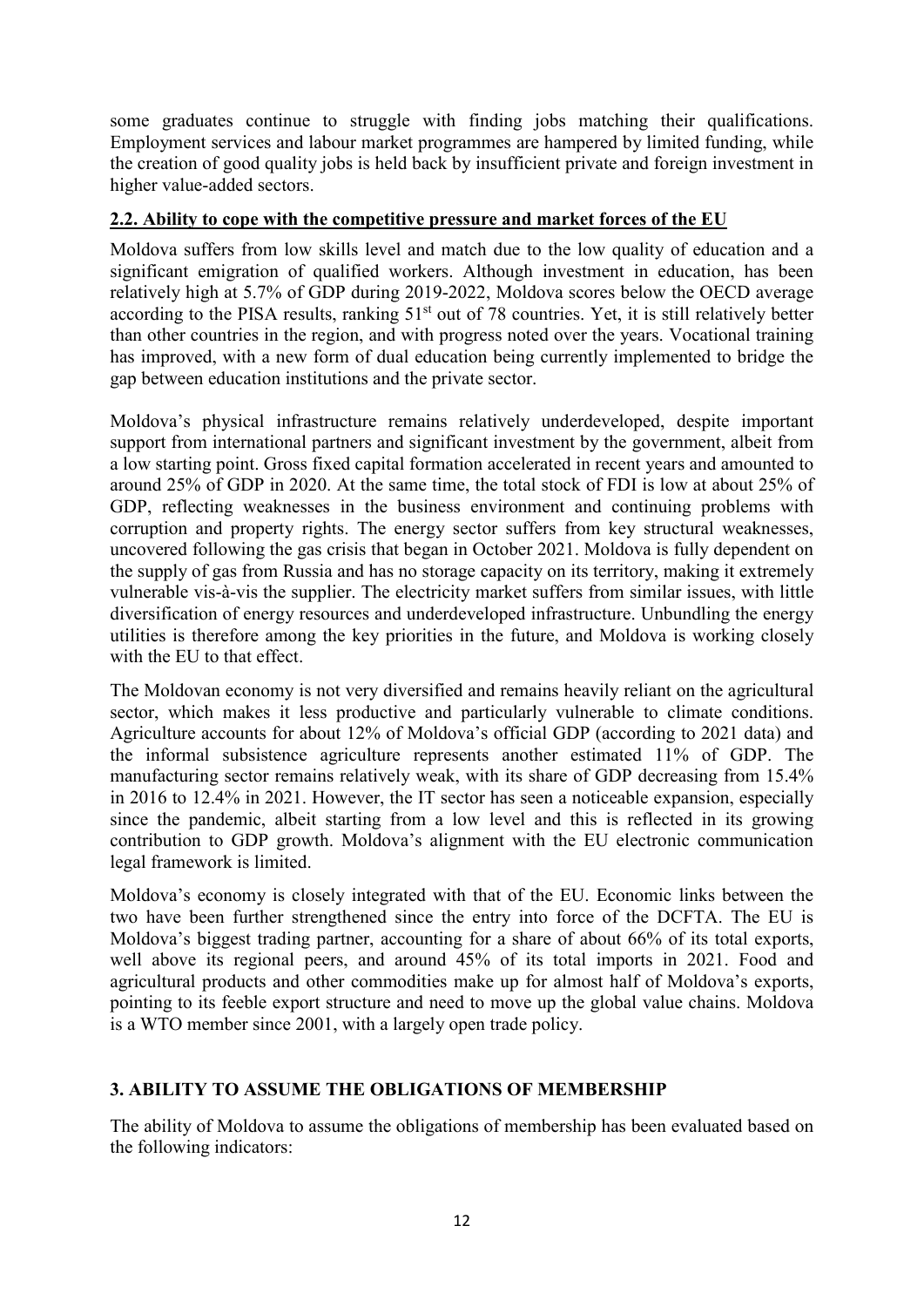some graduates continue to struggle with finding jobs matching their qualifications. Employment services and labour market programmes are hampered by limited funding, while the creation of good quality jobs is held back by insufficient private and foreign investment in higher value-added sectors.

### 2.2. Ability to cope with the competitive pressure and market forces of the EU

Moldova suffers from low skills level and match due to the low quality of education and a significant emigration of qualified workers. Although investment in education, has been relatively high at 5.7% of GDP during 2019-2022, Moldova scores below the OECD average according to the PISA results, ranking 51st out of 78 countries. Yet, it is still relatively better than other countries in the region, and with progress noted over the years. Vocational training has improved, with a new form of dual education being currently implemented to bridge the gap between education institutions and the private sector.

Moldova's physical infrastructure remains relatively underdeveloped, despite important support from international partners and significant investment by the government, albeit from a low starting point. Gross fixed capital formation accelerated in recent years and amounted to around 25% of GDP in 2020. At the same time, the total stock of FDI is low at about 25% of GDP, reflecting weaknesses in the business environment and continuing problems with corruption and property rights. The energy sector suffers from key structural weaknesses, uncovered following the gas crisis that began in October 2021. Moldova is fully dependent on the supply of gas from Russia and has no storage capacity on its territory, making it extremely vulnerable vis-à-vis the supplier. The electricity market suffers from similar issues, with little diversification of energy resources and underdeveloped infrastructure. Unbundling the energy utilities is therefore among the key priorities in the future, and Moldova is working closely with the EU to that effect.

The Moldovan economy is not very diversified and remains heavily reliant on the agricultural sector, which makes it less productive and particularly vulnerable to climate conditions. Agriculture accounts for about 12% of Moldova's official GDP (according to 2021 data) and the informal subsistence agriculture represents another estimated 11% of GDP. The manufacturing sector remains relatively weak, with its share of GDP decreasing from 15.4% in 2016 to 12.4% in 2021. However, the IT sector has seen a noticeable expansion, especially since the pandemic, albeit starting from a low level and this is reflected in its growing contribution to GDP growth. Moldova's alignment with the EU electronic communication legal framework is limited.

Moldova's economy is closely integrated with that of the EU. Economic links between the two have been further strengthened since the entry into force of the DCFTA. The EU is Moldova's biggest trading partner, accounting for a share of about 66% of its total exports, well above its regional peers, and around 45% of its total imports in 2021. Food and agricultural products and other commodities make up for almost half of Moldova's exports, pointing to its feeble export structure and need to move up the global value chains. Moldova is a WTO member since 2001, with a largely open trade policy.

## 3. ABILITY TO ASSUME THE OBLIGATIONS OF MEMBERSHIP

The ability of Moldova to assume the obligations of membership has been evaluated based on the following indicators: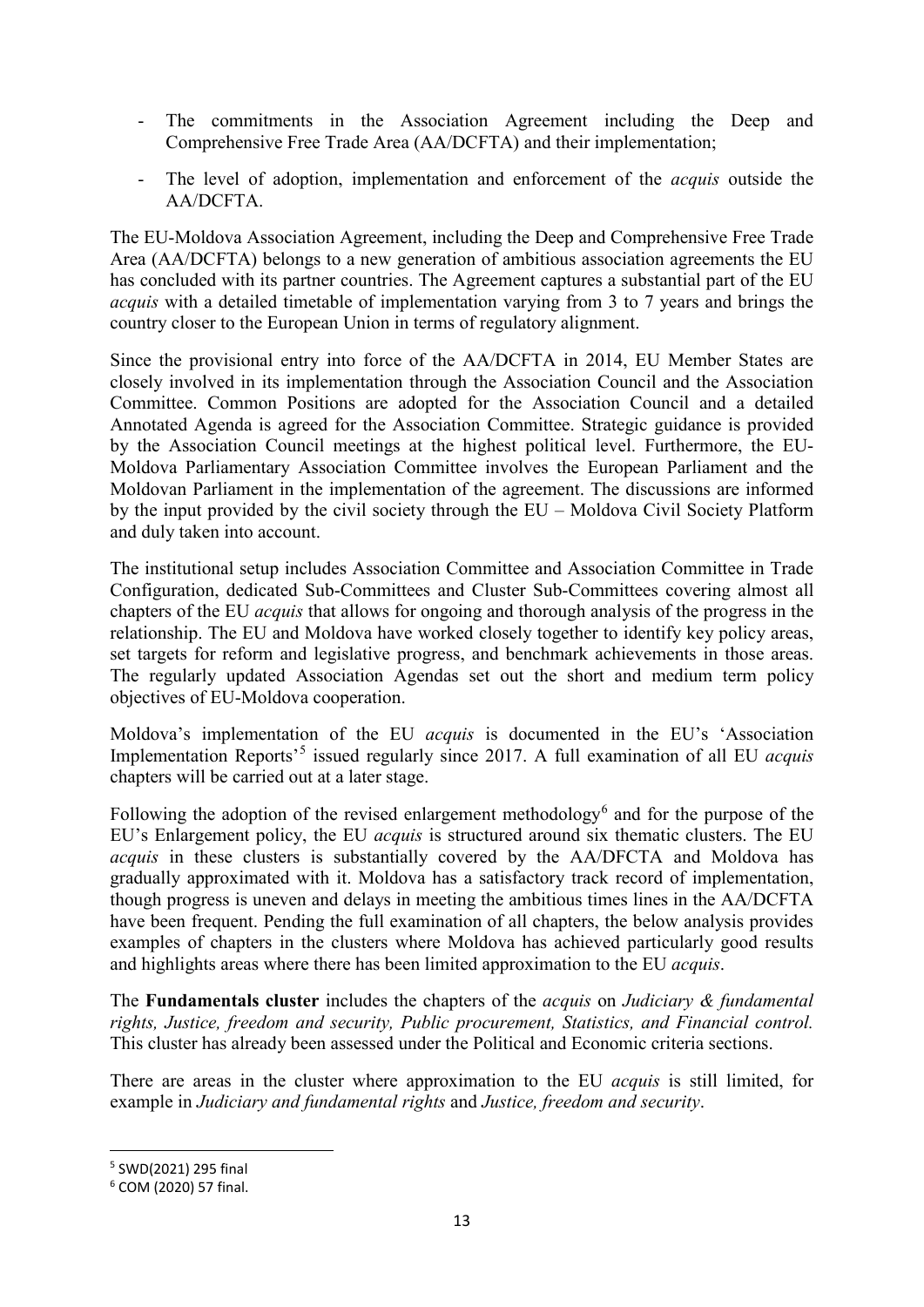- The commitments in the Association Agreement including the Deep and Comprehensive Free Trade Area (AA/DCFTA) and their implementation;
- The level of adoption, implementation and enforcement of the *acquis* outside the AA/DCFTA.

The EU-Moldova Association Agreement, including the Deep and Comprehensive Free Trade Area (AA/DCFTA) belongs to a new generation of ambitious association agreements the EU has concluded with its partner countries. The Agreement captures a substantial part of the EU *acquis* with a detailed timetable of implementation varying from 3 to 7 years and brings the country closer to the European Union in terms of regulatory alignment.

Since the provisional entry into force of the AA/DCFTA in 2014, EU Member States are closely involved in its implementation through the Association Council and the Association Committee. Common Positions are adopted for the Association Council and a detailed Annotated Agenda is agreed for the Association Committee. Strategic guidance is provided by the Association Council meetings at the highest political level. Furthermore, the EU-Moldova Parliamentary Association Committee involves the European Parliament and the Moldovan Parliament in the implementation of the agreement. The discussions are informed by the input provided by the civil society through the EU – Moldova Civil Society Platform and duly taken into account.

The institutional setup includes Association Committee and Association Committee in Trade Configuration, dedicated Sub-Committees and Cluster Sub-Committees covering almost all chapters of the EU *acquis* that allows for ongoing and thorough analysis of the progress in the relationship. The EU and Moldova have worked closely together to identify key policy areas, set targets for reform and legislative progress, and benchmark achievements in those areas. The regularly updated Association Agendas set out the short and medium term policy objectives of EU-Moldova cooperation.

Moldova's implementation of the EU *acquis* is documented in the EU's 'Association Implementation Reports'[5] issued regularly since 2017. A full examination of all EU *acquis* chapters will be carried out at a later stage.

Following the adoption of the revised enlargement methodology[6] and for the purpose of the EU's Enlargement policy, the EU *acquis* is structured around six thematic clusters. The EU *acquis* in these clusters is substantially covered by the AA/DFCTA and Moldova has gradually approximated with it. Moldova has a satisfactory track record of implementation, though progress is uneven and delays in meeting the ambitious times lines in the AA/DCFTA have been frequent. Pending the full examination of all chapters, the below analysis provides examples of chapters in the clusters where Moldova has achieved particularly good results and highlights areas where there has been limited approximation to the EU *acquis*.

The **Fundamentals cluster** includes the chapters of the *acquis* on *Judiciary & fundamental rights, Justice, freedom and security, Public procurement, Statistics, and Financial control.* This cluster has already been assessed under the Political and Economic criteria sections.

There are areas in the cluster where approximation to the EU *acquis* is still limited, for example in *Judiciary and fundamental rights* and *Justice, freedom and security*.

[5] SWD(2021) 295 final

[6] COM (2020) 57 final.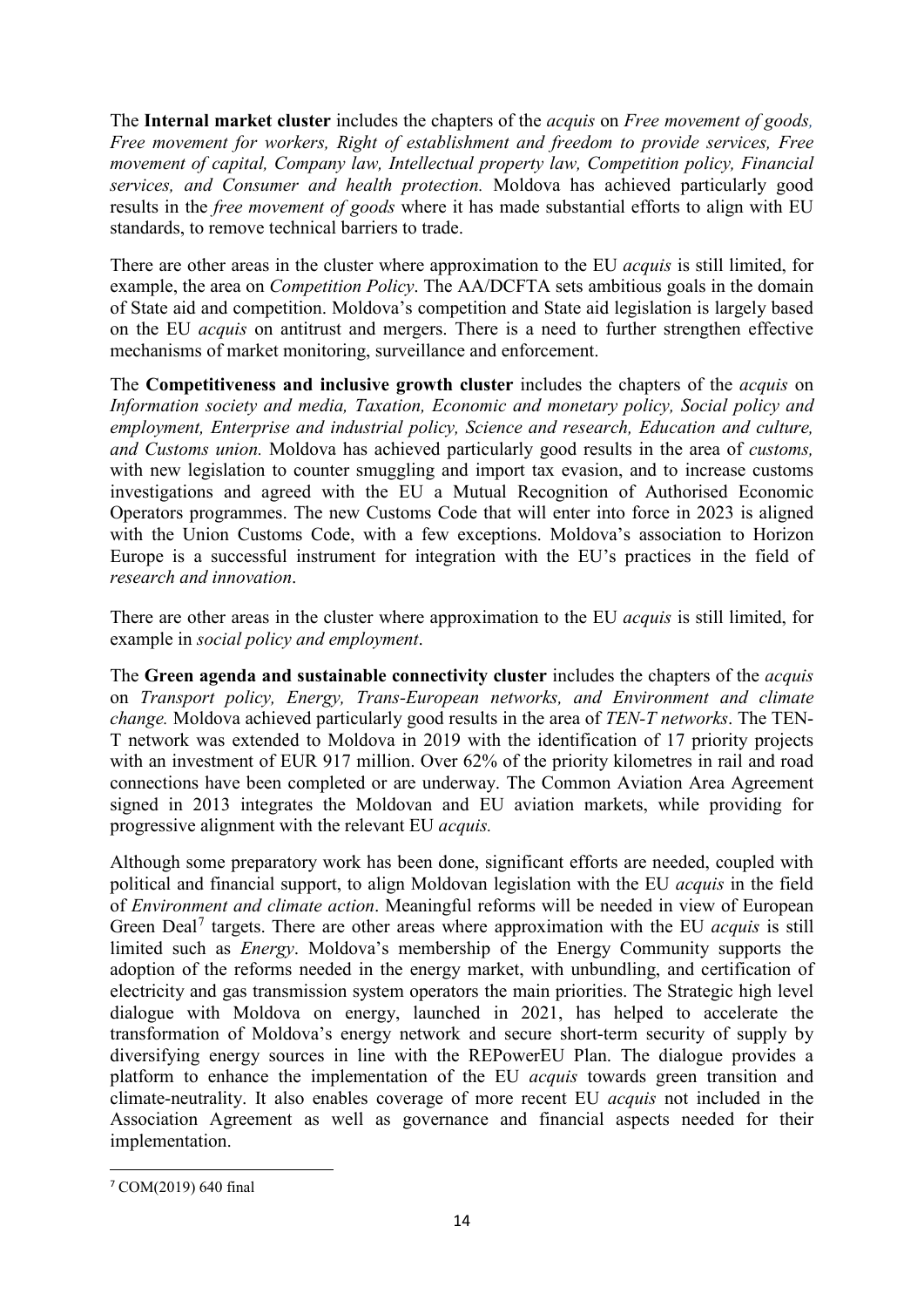The **Internal market cluster** includes the chapters of the *acquis* on *Free movement of goods, Free movement for workers, Right of establishment and freedom to provide services, Free movement of capital, Company law, Intellectual property law, Competition policy, Financial services, and Consumer and health protection.* Moldova has achieved particularly good results in the *free movement of goods* where it has made substantial efforts to align with EU standards, to remove technical barriers to trade.

There are other areas in the cluster where approximation to the EU *acquis* is still limited, for example, the area on *Competition Policy*. The AA/DCFTA sets ambitious goals in the domain of State aid and competition. Moldova's competition and State aid legislation is largely based on the EU *acquis* on antitrust and mergers. There is a need to further strengthen effective mechanisms of market monitoring, surveillance and enforcement.

The **Competitiveness and inclusive growth cluster** includes the chapters of the *acquis* on *Information society and media, Taxation, Economic and monetary policy, Social policy and employment, Enterprise and industrial policy, Science and research, Education and culture, and Customs union.* Moldova has achieved particularly good results in the area of *customs,* with new legislation to counter smuggling and import tax evasion, and to increase customs investigations and agreed with the EU a Mutual Recognition of Authorised Economic Operators programmes. The new Customs Code that will enter into force in 2023 is aligned with the Union Customs Code, with a few exceptions. Moldova's association to Horizon Europe is a successful instrument for integration with the EU's practices in the field of *research and innovation*.

There are other areas in the cluster where approximation to the EU *acquis* is still limited, for example in *social policy and employment*.

The **Green agenda and sustainable connectivity cluster** includes the chapters of the *acquis* on *Transport policy, Energy, Trans-European networks, and Environment and climate change.* Moldova achieved particularly good results in the area of *TEN-T networks*. The TEN-T network was extended to Moldova in 2019 with the identification of 17 priority projects with an investment of EUR 917 million. Over 62% of the priority kilometres in rail and road connections have been completed or are underway. The Common Aviation Area Agreement signed in 2013 integrates the Moldovan and EU aviation markets, while providing for progressive alignment with the relevant EU *acquis.*

Although some preparatory work has been done, significant efforts are needed, coupled with political and financial support, to align Moldovan legislation with the EU *acquis* in the field of *Environment and climate action*. Meaningful reforms will be needed in view of European Green Deal[7] targets. There are other areas where approximation with the EU *acquis* is still limited such as *Energy*. Moldova's membership of the Energy Community supports the adoption of the reforms needed in the energy market, with unbundling, and certification of electricity and gas transmission system operators the main priorities. The Strategic high level dialogue with Moldova on energy, launched in 2021, has helped to accelerate the transformation of Moldova's energy network and secure short-term security of supply by diversifying energy sources in line with the REPowerEU Plan. The dialogue provides a platform to enhance the implementation of the EU *acquis* towards green transition and climate-neutrality. It also enables coverage of more recent EU *acquis* not included in the Association Agreement as well as governance and financial aspects needed for their implementation.

[7] COM(2019) 640 final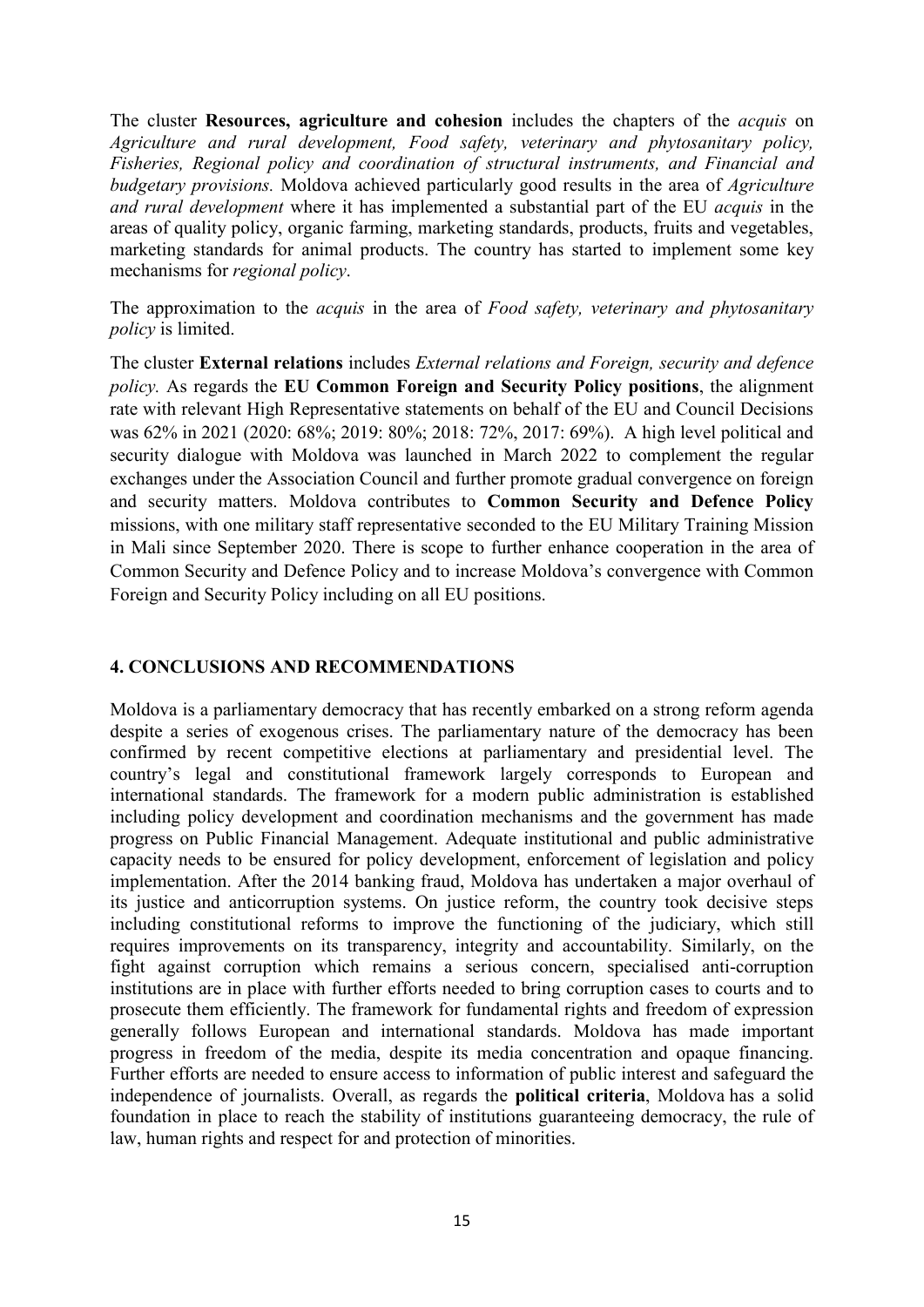The cluster **Resources, agriculture and cohesion** includes the chapters of the *acquis* on *Agriculture and rural development, Food safety, veterinary and phytosanitary policy, Fisheries, Regional policy and coordination of structural instruments, and Financial and budgetary provisions.* Moldova achieved particularly good results in the area of *Agriculture and rural development* where it has implemented a substantial part of the EU *acquis* in the areas of quality policy, organic farming, marketing standards, products, fruits and vegetables, marketing standards for animal products. The country has started to implement some key mechanisms for *regional policy*.

The approximation to the *acquis* in the area of *Food safety, veterinary and phytosanitary policy* is limited.

The cluster **External relations** includes *External relations and Foreign, security and defence policy.* As regards the **EU Common Foreign and Security Policy positions**, the alignment rate with relevant High Representative statements on behalf of the EU and Council Decisions was 62% in 2021 (2020: 68%; 2019: 80%; 2018: 72%, 2017: 69%). A high level political and security dialogue with Moldova was launched in March 2022 to complement the regular exchanges under the Association Council and further promote gradual convergence on foreign and security matters. Moldova contributes to **Common Security and Defence Policy** missions, with one military staff representative seconded to the EU Military Training Mission in Mali since September 2020. There is scope to further enhance cooperation in the area of Common Security and Defence Policy and to increase Moldova's convergence with Common Foreign and Security Policy including on all EU positions.

## 4. CONCLUSIONS AND RECOMMENDATIONS

Moldova is a parliamentary democracy that has recently embarked on a strong reform agenda despite a series of exogenous crises. The parliamentary nature of the democracy has been confirmed by recent competitive elections at parliamentary and presidential level. The country's legal and constitutional framework largely corresponds to European and international standards. The framework for a modern public administration is established including policy development and coordination mechanisms and the government has made progress on Public Financial Management. Adequate institutional and public administrative capacity needs to be ensured for policy development, enforcement of legislation and policy implementation. After the 2014 banking fraud, Moldova has undertaken a major overhaul of its justice and anticorruption systems. On justice reform, the country took decisive steps including constitutional reforms to improve the functioning of the judiciary, which still requires improvements on its transparency, integrity and accountability. Similarly, on the fight against corruption which remains a serious concern, specialised anti-corruption institutions are in place with further efforts needed to bring corruption cases to courts and to prosecute them efficiently. The framework for fundamental rights and freedom of expression generally follows European and international standards. Moldova has made important progress in freedom of the media, despite its media concentration and opaque financing. Further efforts are needed to ensure access to information of public interest and safeguard the independence of journalists. Overall, as regards the **political criteria**, Moldova has a solid foundation in place to reach the stability of institutions guaranteeing democracy, the rule of law, human rights and respect for and protection of minorities.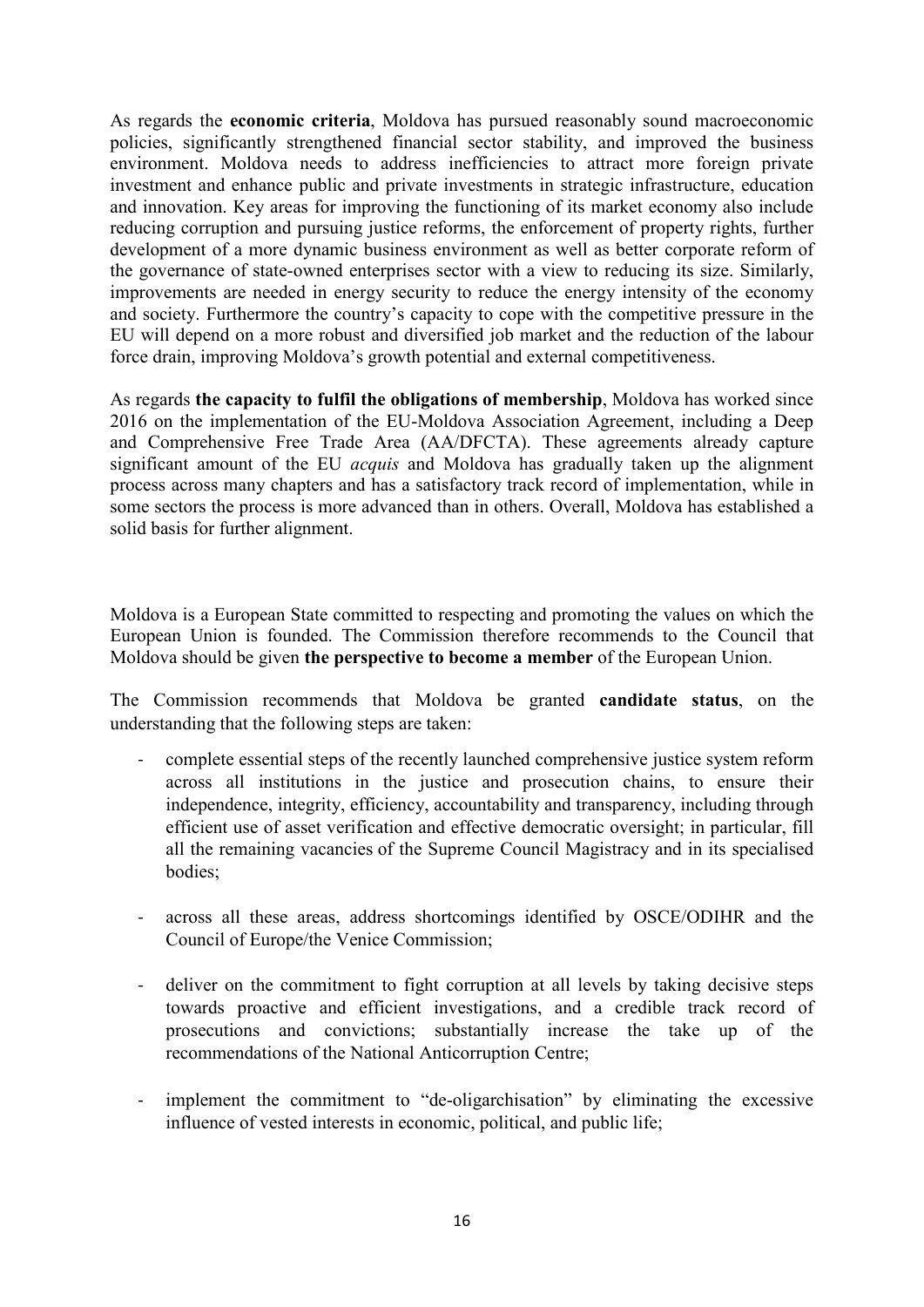As regards the **economic criteria**, Moldova has pursued reasonably sound macroeconomic policies, significantly strengthened financial sector stability, and improved the business environment. Moldova needs to address inefficiencies to attract more foreign private investment and enhance public and private investments in strategic infrastructure, education and innovation. Key areas for improving the functioning of its market economy also include reducing corruption and pursuing justice reforms, the enforcement of property rights, further development of a more dynamic business environment as well as better corporate reform of the governance of state-owned enterprises sector with a view to reducing its size. Similarly, improvements are needed in energy security to reduce the energy intensity of the economy and society. Furthermore the country's capacity to cope with the competitive pressure in the EU will depend on a more robust and diversified job market and the reduction of the labour force drain, improving Moldova's growth potential and external competitiveness.

As regards **the capacity to fulfil the obligations of membership**, Moldova has worked since 2016 on the implementation of the EU-Moldova Association Agreement, including a Deep and Comprehensive Free Trade Area (AA/DFCTA). These agreements already capture significant amount of the EU *acquis* and Moldova has gradually taken up the alignment process across many chapters and has a satisfactory track record of implementation, while in some sectors the process is more advanced than in others. Overall, Moldova has established a solid basis for further alignment.

Moldova is a European State committed to respecting and promoting the values on which the European Union is founded. The Commission therefore recommends to the Council that Moldova should be given **the perspective to become a member** of the European Union.

The Commission recommends that Moldova be granted **candidate status**, on the understanding that the following steps are taken:

- complete essential steps of the recently launched comprehensive justice system reform across all institutions in the justice and prosecution chains, to ensure their independence, integrity, efficiency, accountability and transparency, including through efficient use of asset verification and effective democratic oversight; in particular, fill all the remaining vacancies of the Supreme Council Magistracy and in its specialised bodies;

- across all these areas, address shortcomings identified by OSCE/ODIHR and the Council of Europe/the Venice Commission;

- deliver on the commitment to fight corruption at all levels by taking decisive steps towards proactive and efficient investigations, and a credible track record of prosecutions and convictions; substantially increase the take up of the recommendations of the National Anticorruption Centre;

- implement the commitment to "de-oligarchisation" by eliminating the excessive influence of vested interests in economic, political, and public life;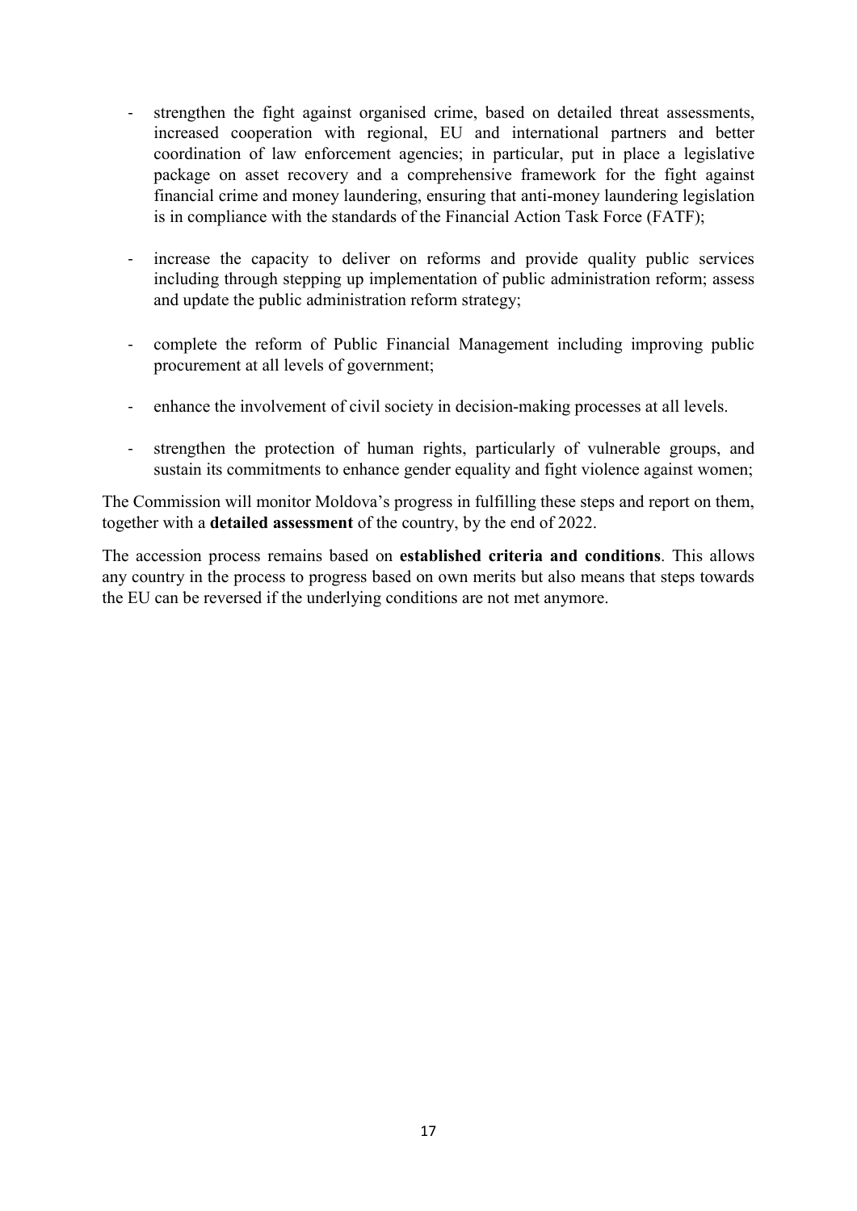- strengthen the fight against organised crime, based on detailed threat assessments, increased cooperation with regional, EU and international partners and better coordination of law enforcement agencies; in particular, put in place a legislative package on asset recovery and a comprehensive framework for the fight against financial crime and money laundering, ensuring that anti-money laundering legislation is in compliance with the standards of the Financial Action Task Force (FATF);

- increase the capacity to deliver on reforms and provide quality public services including through stepping up implementation of public administration reform; assess and update the public administration reform strategy;

- complete the reform of Public Financial Management including improving public procurement at all levels of government;

- enhance the involvement of civil society in decision-making processes at all levels.

- strengthen the protection of human rights, particularly of vulnerable groups, and sustain its commitments to enhance gender equality and fight violence against women;

The Commission will monitor Moldova's progress in fulfilling these steps and report on them, together with a **detailed assessment** of the country, by the end of 2022.

The accession process remains based on **established criteria and conditions**. This allows any country in the process to progress based on own merits but also means that steps towards the EU can be reversed if the underlying conditions are not met anymore.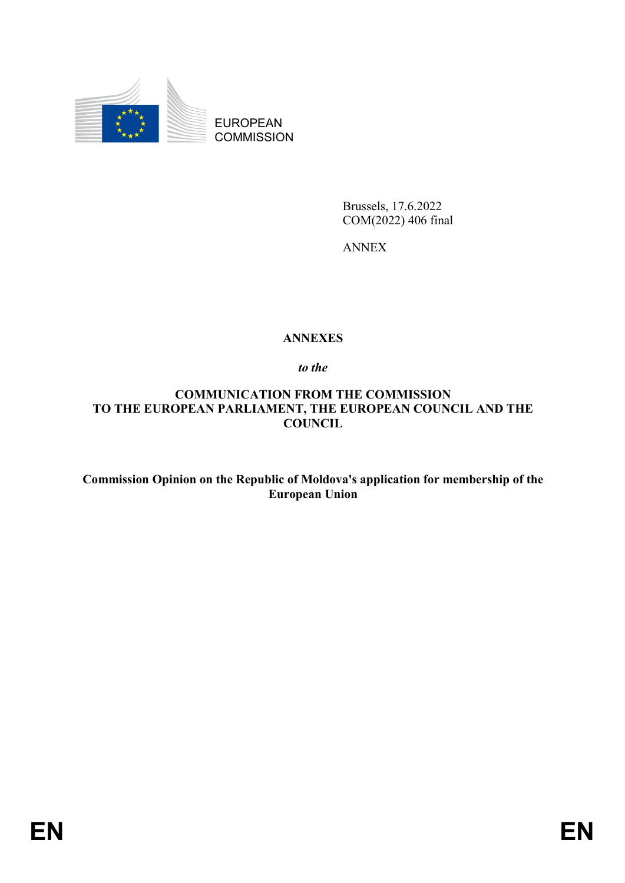EUROPEAN COMMISSION

Brussels, 17.6.2022
COM(2022) 406 final

ANNEX

**ANNEXES**

***to the***

**COMMUNICATION FROM THE COMMISSION TO THE EUROPEAN PARLIAMENT, THE EUROPEAN COUNCIL AND THE COUNCIL**

**Commission Opinion on the Republic of Moldova's application for membership of the European Union**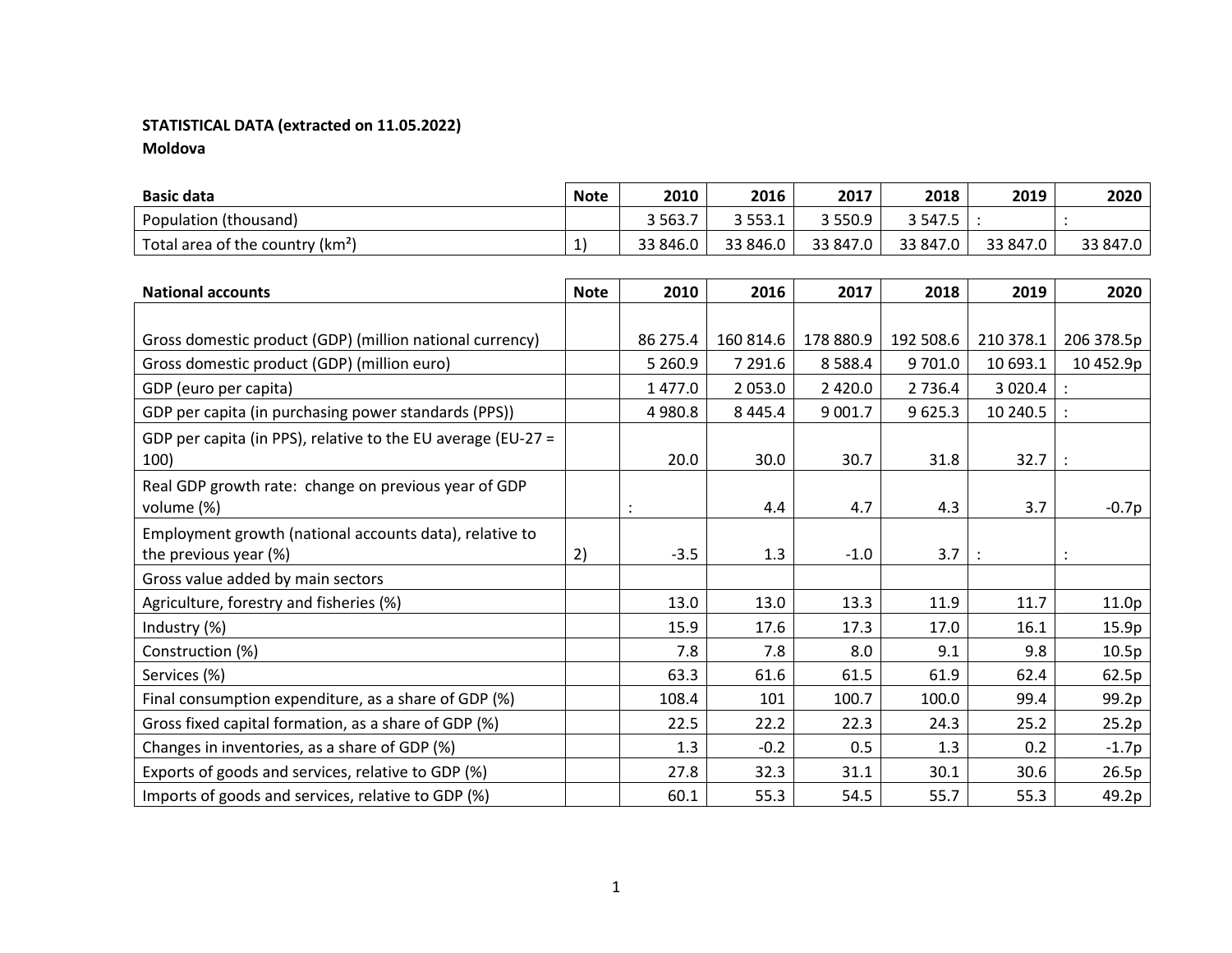**STATISTICAL DATA (extracted on 11.05.2022)**
**Moldova**

| **Basic data** | **Note** | **2010** | **2016** | **2017** | **2018** | **2019** | **2020** |
|---|---|---|---|---|---|---|---|
| Population (thousand) | | 3 563.7 | 3 553.1 | 3 550.9 | 3 547.5 | : | : |
| Total area of the country (km²) | 1) | 33 846.0 | 33 846.0 | 33 847.0 | 33 847.0 | 33 847.0 | 33 847.0 |

| **National accounts** | **Note** | **2010** | **2016** | **2017** | **2018** | **2019** | **2020** |
|---|---|---|---|---|---|---|---|
| Gross domestic product (GDP) (million national currency) | | 86 275.4 | 160 814.6 | 178 880.9 | 192 508.6 | 210 378.1 | 206 378.5p |
| Gross domestic product (GDP) (million euro) | | 5 260.9 | 7 291.6 | 8 588.4 | 9 701.0 | 10 693.1 | 10 452.9p |
| GDP (euro per capita) | | 1 477.0 | 2 053.0 | 2 420.0 | 2 736.4 | 3 020.4 | : |
| GDP per capita (in purchasing power standards (PPS)) | | 4 980.8 | 8 445.4 | 9 001.7 | 9 625.3 | 10 240.5 | : |
| GDP per capita (in PPS), relative to the EU average (EU-27 = 100) | | 20.0 | 30.0 | 30.7 | 31.8 | 32.7 | : |
| Real GDP growth rate: change on previous year of GDP volume (%) | | : | 4.4 | 4.7 | 4.3 | 3.7 | -0.7p |
| Employment growth (national accounts data), relative to the previous year (%) | 2) | -3.5 | 1.3 | -1.0 | 3.7 | : | : |
| Gross value added by main sectors | | | | | | | |
| Agriculture, forestry and fisheries (%) | | 13.0 | 13.0 | 13.3 | 11.9 | 11.7 | 11.0p |
| Industry (%) | | 15.9 | 17.6 | 17.3 | 17.0 | 16.1 | 15.9p |
| Construction (%) | | 7.8 | 7.8 | 8.0 | 9.1 | 9.8 | 10.5p |
| Services (%) | | 63.3 | 61.6 | 61.5 | 61.9 | 62.4 | 62.5p |
| Final consumption expenditure, as a share of GDP (%) | | 108.4 | 101 | 100.7 | 100.0 | 99.4 | 99.2p |
| Gross fixed capital formation, as a share of GDP (%) | | 22.5 | 22.2 | 22.3 | 24.3 | 25.2 | 25.2p |
| Changes in inventories, as a share of GDP (%) | | 1.3 | -0.2 | 0.5 | 1.3 | 0.2 | -1.7p |
| Exports of goods and services, relative to GDP (%) | | 27.8 | 32.3 | 31.1 | 30.1 | 30.6 | 26.5p |
| Imports of goods and services, relative to GDP (%) | | 60.1 | 55.3 | 54.5 | 55.7 | 55.3 | 49.2p |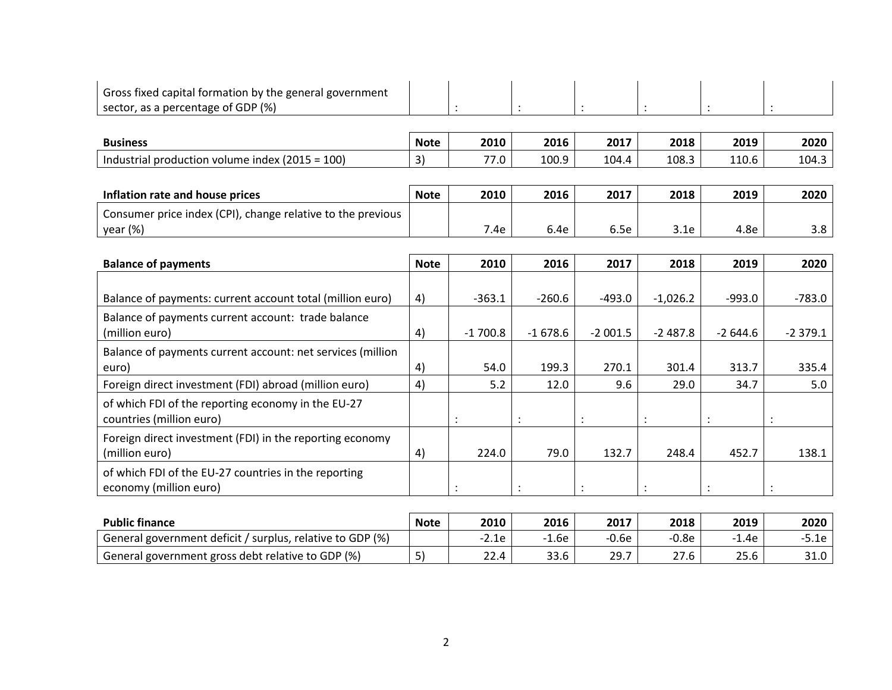| Gross fixed capital formation by the general government sector, as a percentage of GDP (%) | | : | : | : | : | : | : |
|---|---|---|---|---|---|---|---|

| **Business** | **Note** | **2010** | **2016** | **2017** | **2018** | **2019** | **2020** |
|---|---|---|---|---|---|---|---|
| Industrial production volume index (2015 = 100) | 3) | 77.0 | 100.9 | 104.4 | 108.3 | 110.6 | 104.3 |

| **Inflation rate and house prices** | **Note** | **2010** | **2016** | **2017** | **2018** | **2019** | **2020** |
|---|---|---|---|---|---|---|---|
| Consumer price index (CPI), change relative to the previous year (%) | | 7.4e | 6.4e | 6.5e | 3.1e | 4.8e | 3.8 |

| **Balance of payments** | **Note** | **2010** | **2016** | **2017** | **2018** | **2019** | **2020** |
|---|---|---|---|---|---|---|---|
| Balance of payments: current account total (million euro) | 4) | -363.1 | -260.6 | -493.0 | -1,026.2 | -993.0 | -783.0 |
| Balance of payments current account: trade balance (million euro) | 4) | -1 700.8 | -1 678.6 | -2 001.5 | -2 487.8 | -2 644.6 | -2 379.1 |
| Balance of payments current account: net services (million euro) | 4) | 54.0 | 199.3 | 270.1 | 301.4 | 313.7 | 335.4 |
| Foreign direct investment (FDI) abroad (million euro) | 4) | 5.2 | 12.0 | 9.6 | 29.0 | 34.7 | 5.0 |
| of which FDI of the reporting economy in the EU-27 countries (million euro) | | : | : | : | : | : | : |
| Foreign direct investment (FDI) in the reporting economy (million euro) | 4) | 224.0 | 79.0 | 132.7 | 248.4 | 452.7 | 138.1 |
| of which FDI of the EU-27 countries in the reporting economy (million euro) | | : | : | : | : | : | : |

| **Public finance** | **Note** | **2010** | **2016** | **2017** | **2018** | **2019** | **2020** |
|---|---|---|---|---|---|---|---|
| General government deficit / surplus, relative to GDP (%) | | -2.1e | -1.6e | -0.6e | -0.8e | -1.4e | -5.1e |
| General government gross debt relative to GDP (%) | 5) | 22.4 | 33.6 | 29.7 | 27.6 | 25.6 | 31.0 |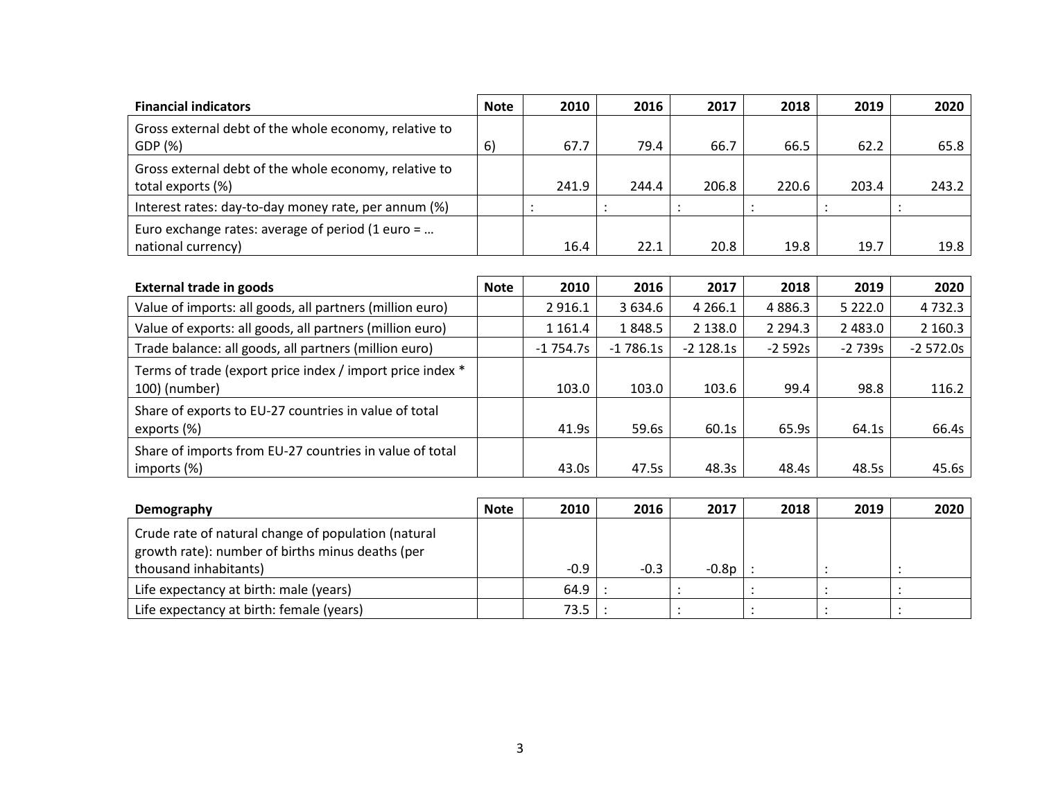| Financial indicators | Note | 2010 | 2016 | 2017 | 2018 | 2019 | 2020 |
|---|---|---|---|---|---|---|---|
| Gross external debt of the whole economy, relative to GDP (%) | 6) | 67.7 | 79.4 | 66.7 | 66.5 | 62.2 | 65.8 |
| Gross external debt of the whole economy, relative to total exports (%) | | 241.9 | 244.4 | 206.8 | 220.6 | 203.4 | 243.2 |
| Interest rates: day-to-day money rate, per annum (%) | | : | : | : | : | : | : |
| Euro exchange rates: average of period (1 euro = … national currency) | | 16.4 | 22.1 | 20.8 | 19.8 | 19.7 | 19.8 |

| External trade in goods | Note | 2010 | 2016 | 2017 | 2018 | 2019 | 2020 |
|---|---|---|---|---|---|---|---|
| Value of imports: all goods, all partners (million euro) | | 2 916.1 | 3 634.6 | 4 266.1 | 4 886.3 | 5 222.0 | 4 732.3 |
| Value of exports: all goods, all partners (million euro) | | 1 161.4 | 1 848.5 | 2 138.0 | 2 294.3 | 2 483.0 | 2 160.3 |
| Trade balance: all goods, all partners (million euro) | | -1 754.7s | -1 786.1s | -2 128.1s | -2 592s | -2 739s | -2 572.0s |
| Terms of trade (export price index / import price index * 100) (number) | | 103.0 | 103.0 | 103.6 | 99.4 | 98.8 | 116.2 |
| Share of exports to EU-27 countries in value of total exports (%) | | 41.9s | 59.6s | 60.1s | 65.9s | 64.1s | 66.4s |
| Share of imports from EU-27 countries in value of total imports (%) | | 43.0s | 47.5s | 48.3s | 48.4s | 48.5s | 45.6s |

| Demography | Note | 2010 | 2016 | 2017 | 2018 | 2019 | 2020 |
|---|---|---|---|---|---|---|---|
| Crude rate of natural change of population (natural growth rate): number of births minus deaths (per thousand inhabitants) | | -0.9 | -0.3 | -0.8p | : | : | : |
| Life expectancy at birth: male (years) | | 64.9 | : | : | : | : | : |
| Life expectancy at birth: female (years) | | 73.5 | : | : | : | : | : |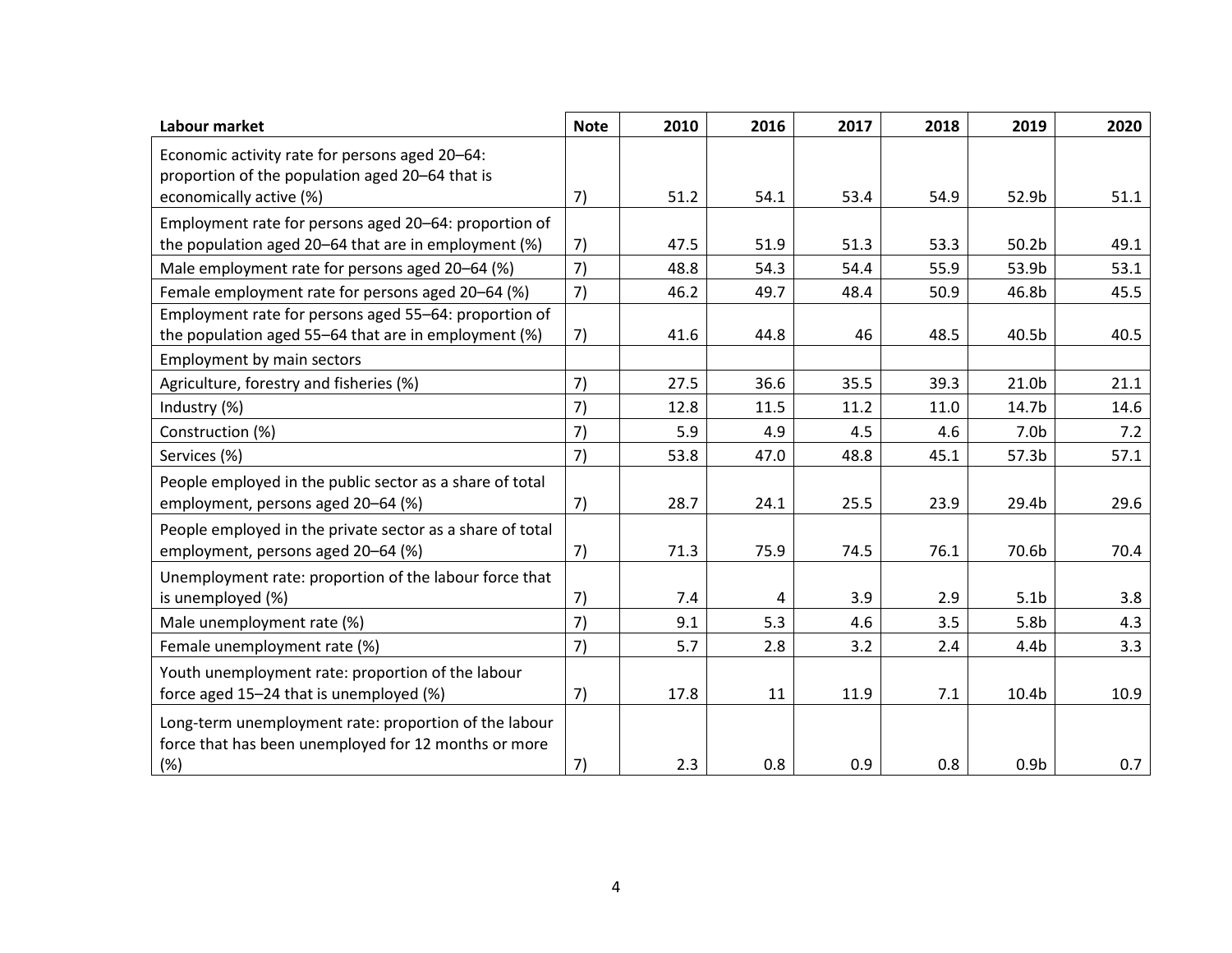| Labour market | Note | 2010 | 2016 | 2017 | 2018 | 2019 | 2020 |
|---|---|---|---|---|---|---|---|
| Economic activity rate for persons aged 20–64: proportion of the population aged 20–64 that is economically active (%) | 7) | 51.2 | 54.1 | 53.4 | 54.9 | 52.9b | 51.1 |
| Employment rate for persons aged 20–64: proportion of the population aged 20–64 that are in employment (%) | 7) | 47.5 | 51.9 | 51.3 | 53.3 | 50.2b | 49.1 |
| Male employment rate for persons aged 20–64 (%) | 7) | 48.8 | 54.3 | 54.4 | 55.9 | 53.9b | 53.1 |
| Female employment rate for persons aged 20–64 (%) | 7) | 46.2 | 49.7 | 48.4 | 50.9 | 46.8b | 45.5 |
| Employment rate for persons aged 55–64: proportion of the population aged 55–64 that are in employment (%) | 7) | 41.6 | 44.8 | 46 | 48.5 | 40.5b | 40.5 |
| Employment by main sectors | | | | | | | |
| Agriculture, forestry and fisheries (%) | 7) | 27.5 | 36.6 | 35.5 | 39.3 | 21.0b | 21.1 |
| Industry (%) | 7) | 12.8 | 11.5 | 11.2 | 11.0 | 14.7b | 14.6 |
| Construction (%) | 7) | 5.9 | 4.9 | 4.5 | 4.6 | 7.0b | 7.2 |
| Services (%) | 7) | 53.8 | 47.0 | 48.8 | 45.1 | 57.3b | 57.1 |
| People employed in the public sector as a share of total employment, persons aged 20–64 (%) | 7) | 28.7 | 24.1 | 25.5 | 23.9 | 29.4b | 29.6 |
| People employed in the private sector as a share of total employment, persons aged 20–64 (%) | 7) | 71.3 | 75.9 | 74.5 | 76.1 | 70.6b | 70.4 |
| Unemployment rate: proportion of the labour force that is unemployed (%) | 7) | 7.4 | 4 | 3.9 | 2.9 | 5.1b | 3.8 |
| Male unemployment rate (%) | 7) | 9.1 | 5.3 | 4.6 | 3.5 | 5.8b | 4.3 |
| Female unemployment rate (%) | 7) | 5.7 | 2.8 | 3.2 | 2.4 | 4.4b | 3.3 |
| Youth unemployment rate: proportion of the labour force aged 15–24 that is unemployed (%) | 7) | 17.8 | 11 | 11.9 | 7.1 | 10.4b | 10.9 |
| Long-term unemployment rate: proportion of the labour force that has been unemployed for 12 months or more (%) | 7) | 2.3 | 0.8 | 0.9 | 0.8 | 0.9b | 0.7 |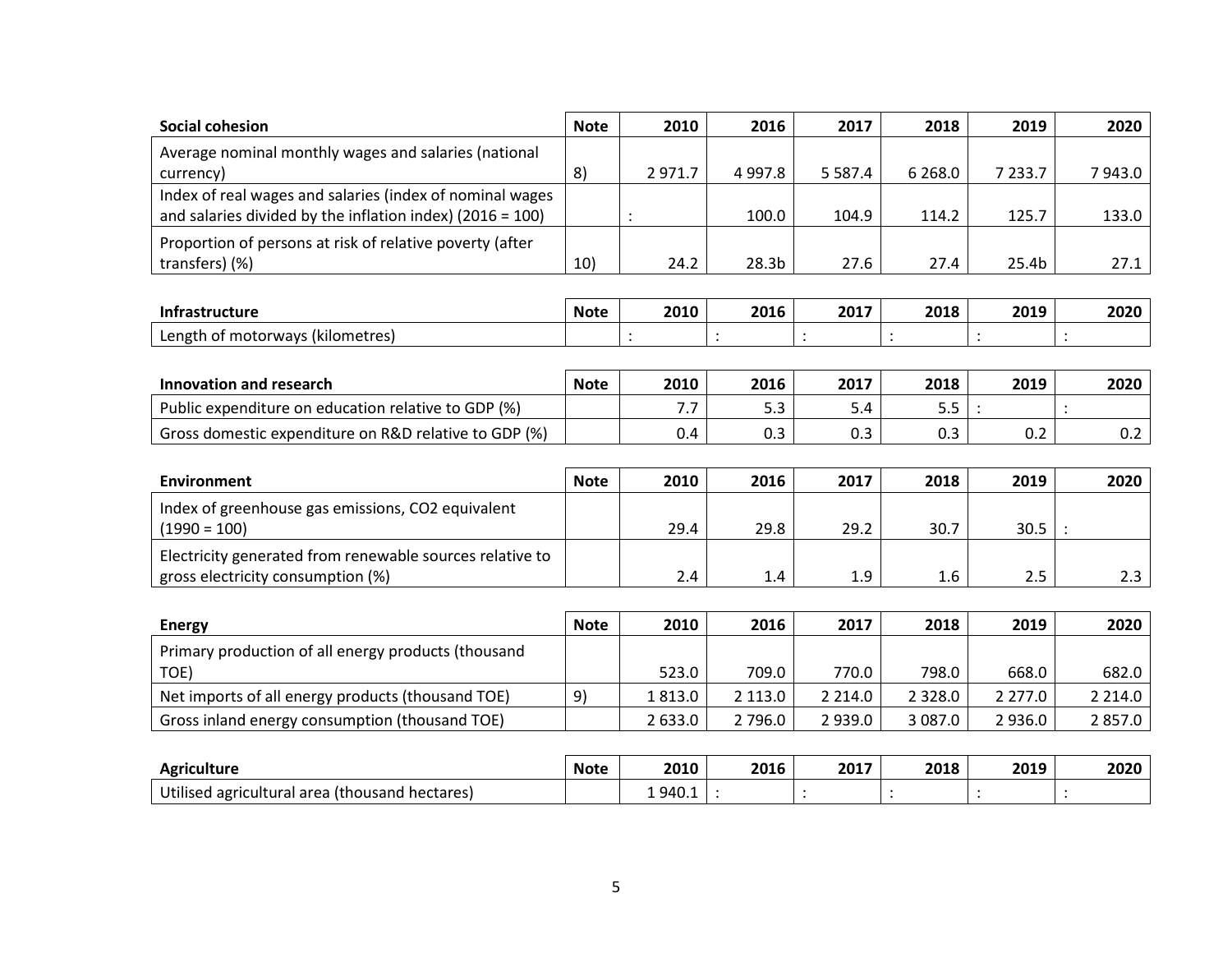| Social cohesion | Note | 2010 | 2016 | 2017 | 2018 | 2019 | 2020 |
|---|---|---|---|---|---|---|---|
| Average nominal monthly wages and salaries (national currency) | 8) | 2 971.7 | 4 997.8 | 5 587.4 | 6 268.0 | 7 233.7 | 7 943.0 |
| Index of real wages and salaries (index of nominal wages and salaries divided by the inflation index) (2016 = 100) | | : | 100.0 | 104.9 | 114.2 | 125.7 | 133.0 |
| Proportion of persons at risk of relative poverty (after transfers) (%) | 10) | 24.2 | 28.3b | 27.6 | 27.4 | 25.4b | 27.1 |

| Infrastructure | Note | 2010 | 2016 | 2017 | 2018 | 2019 | 2020 |
|---|---|---|---|---|---|---|---|
| Length of motorways (kilometres) | | : | : | : | : | : | : |

| Innovation and research | Note | 2010 | 2016 | 2017 | 2018 | 2019 | 2020 |
|---|---|---|---|---|---|---|---|
| Public expenditure on education relative to GDP (%) | | 7.7 | 5.3 | 5.4 | 5.5 | : | : |
| Gross domestic expenditure on R&D relative to GDP (%) | | 0.4 | 0.3 | 0.3 | 0.3 | 0.2 | 0.2 |

| Environment | Note | 2010 | 2016 | 2017 | 2018 | 2019 | 2020 |
|---|---|---|---|---|---|---|---|
| Index of greenhouse gas emissions, CO2 equivalent (1990 = 100) | | 29.4 | 29.8 | 29.2 | 30.7 | 30.5 | : |
| Electricity generated from renewable sources relative to gross electricity consumption (%) | | 2.4 | 1.4 | 1.9 | 1.6 | 2.5 | 2.3 |

| Energy | Note | 2010 | 2016 | 2017 | 2018 | 2019 | 2020 |
|---|---|---|---|---|---|---|---|
| Primary production of all energy products (thousand TOE) | | 523.0 | 709.0 | 770.0 | 798.0 | 668.0 | 682.0 |
| Net imports of all energy products (thousand TOE) | 9) | 1 813.0 | 2 113.0 | 2 214.0 | 2 328.0 | 2 277.0 | 2 214.0 |
| Gross inland energy consumption (thousand TOE) | | 2 633.0 | 2 796.0 | 2 939.0 | 3 087.0 | 2 936.0 | 2 857.0 |

| Agriculture | Note | 2010 | 2016 | 2017 | 2018 | 2019 | 2020 |
|---|---|---|---|---|---|---|---|
| Utilised agricultural area (thousand hectares) | | 1 940.1 | : | : | : | : | : |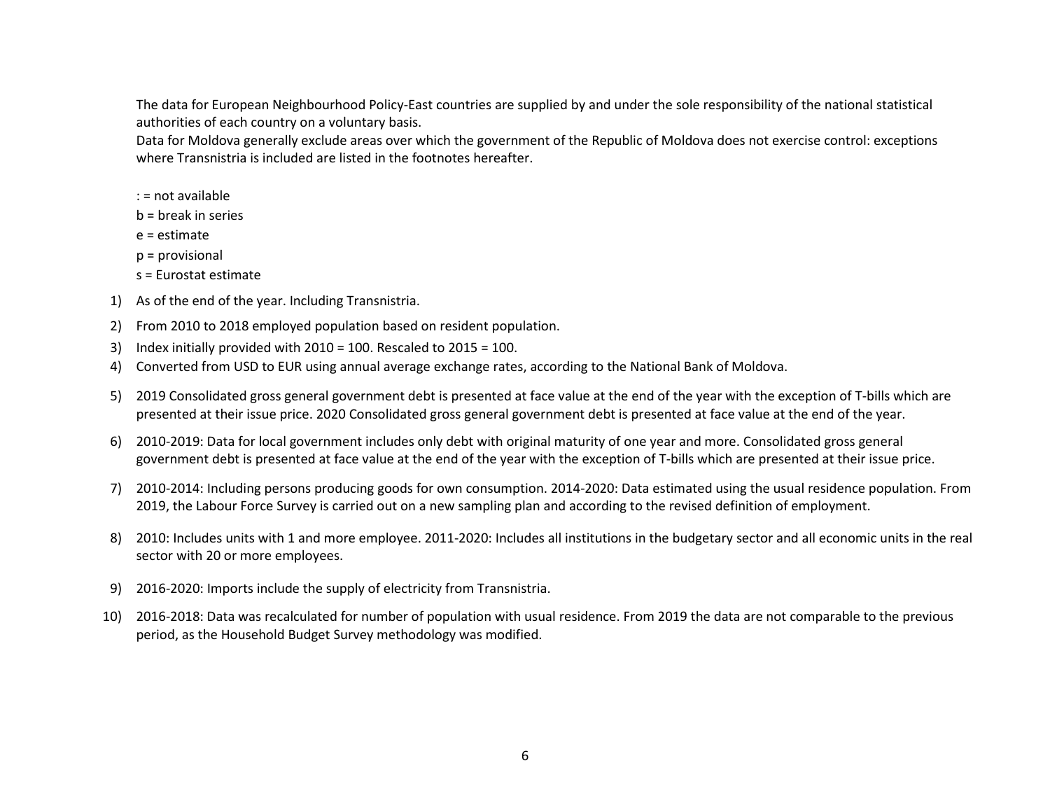The data for European Neighbourhood Policy-East countries are supplied by and under the sole responsibility of the national statistical authorities of each country on a voluntary basis.

Data for Moldova generally exclude areas over which the government of the Republic of Moldova does not exercise control: exceptions where Transnistria is included are listed in the footnotes hereafter.

: = not available

b = break in series

e = estimate

p = provisional

s = Eurostat estimate

1) As of the end of the year. Including Transnistria.
2) From 2010 to 2018 employed population based on resident population.
3) Index initially provided with 2010 = 100. Rescaled to 2015 = 100.
4) Converted from USD to EUR using annual average exchange rates, according to the National Bank of Moldova.
5) 2019 Consolidated gross general government debt is presented at face value at the end of the year with the exception of T-bills which are presented at their issue price. 2020 Consolidated gross general government debt is presented at face value at the end of the year.
6) 2010-2019: Data for local government includes only debt with original maturity of one year and more. Consolidated gross general government debt is presented at face value at the end of the year with the exception of T-bills which are presented at their issue price.
7) 2010-2014: Including persons producing goods for own consumption. 2014-2020: Data estimated using the usual residence population. From 2019, the Labour Force Survey is carried out on a new sampling plan and according to the revised definition of employment.
8) 2010: Includes units with 1 and more employee. 2011-2020: Includes all institutions in the budgetary sector and all economic units in the real sector with 20 or more employees.
9) 2016-2020: Imports include the supply of electricity from Transnistria.
10) 2016-2018: Data was recalculated for number of population with usual residence. From 2019 the data are not comparable to the previous period, as the Household Budget Survey methodology was modified.